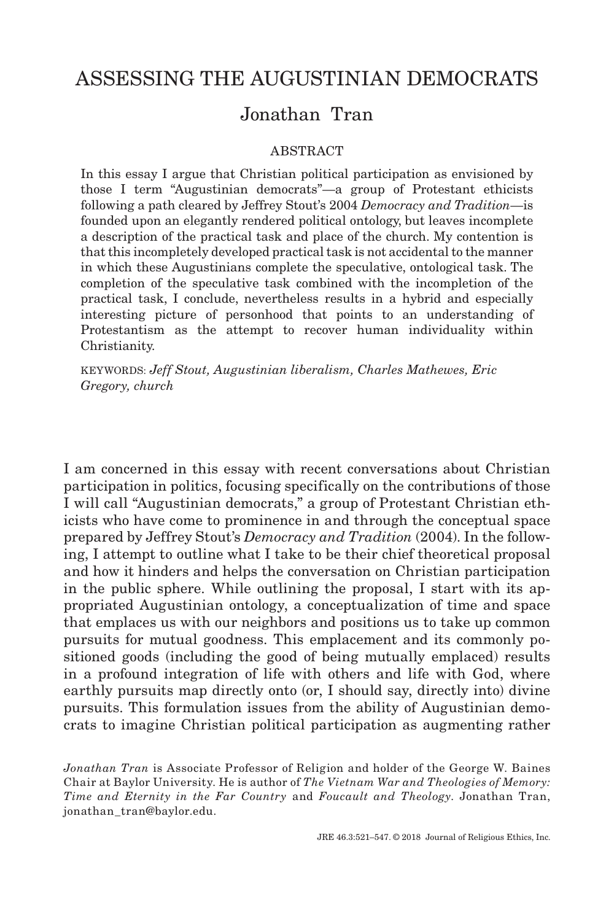# ASSESSING THE AUGUSTINIAN DEMOCRATS

## Jonathan Tran

### ABSTRACT

In this essay I argue that Christian political participation as envisioned by those I term "Augustinian democrats"—a group of Protestant ethicists following a path cleared by Jeffrey Stout's 2004 *Democracy and Tradition*—is founded upon an elegantly rendered political ontology, but leaves incomplete a description of the practical task and place of the church. My contention is that this incompletely developed practical task is not accidental to the manner in which these Augustinians complete the speculative, ontological task. The completion of the speculative task combined with the incompletion of the practical task, I conclude, nevertheless results in a hybrid and especially interesting picture of personhood that points to an understanding of Protestantism as the attempt to recover human individuality within Christianity.

KEYWORDS: *Jeff Stout, Augustinian liberalism, Charles Mathewes, Eric Gregory, church*

I am concerned in this essay with recent conversations about Christian participation in politics, focusing specifically on the contributions of those I will call "Augustinian democrats," a group of Protestant Christian ethicists who have come to prominence in and through the conceptual space prepared by Jeffrey Stout's *Democracy and Tradition* (2004). In the following, I attempt to outline what I take to be their chief theoretical proposal and how it hinders and helps the conversation on Christian participation in the public sphere. While outlining the proposal, I start with its appropriated Augustinian ontology, a conceptualization of time and space that emplaces us with our neighbors and positions us to take up common pursuits for mutual goodness. This emplacement and its commonly positioned goods (including the good of being mutually emplaced) results in a profound integration of life with others and life with God, where earthly pursuits map directly onto (or, I should say, directly into) divine pursuits. This formulation issues from the ability of Augustinian democrats to imagine Christian political participation as augmenting rather

*Jonathan Tran* is Associate Professor of Religion and holder of the George W. Baines Chair at Baylor University. He is author of *The Vietnam War and Theologies of Memory: Time and Eternity in the Far Country* and *Foucault and Theology*. Jonathan Tran, jonathan_tran@baylor.edu.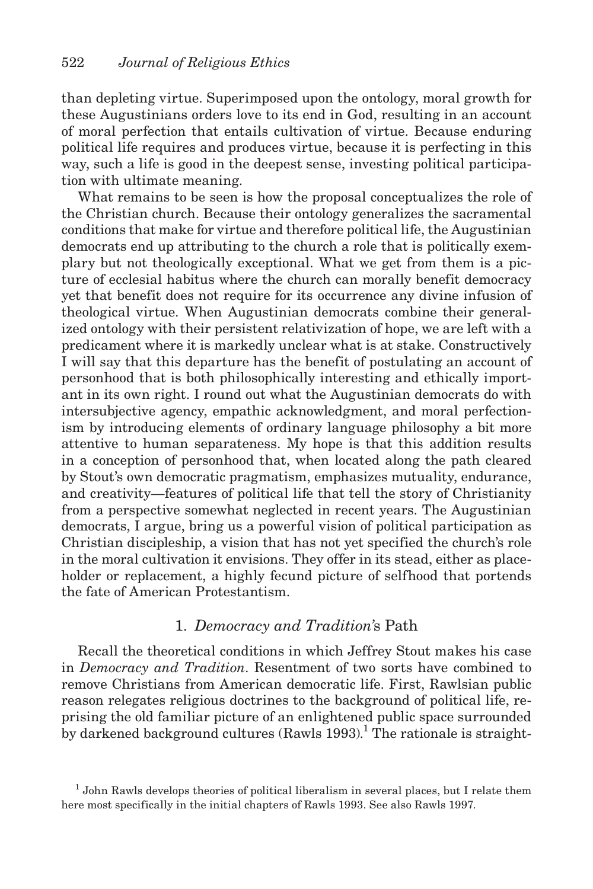than depleting virtue. Superimposed upon the ontology, moral growth for these Augustinians orders love to its end in God, resulting in an account of moral perfection that entails cultivation of virtue. Because enduring political life requires and produces virtue, because it is perfecting in this way, such a life is good in the deepest sense, investing political participation with ultimate meaning.

What remains to be seen is how the proposal conceptualizes the role of the Christian church. Because their ontology generalizes the sacramental conditions that make for virtue and therefore political life, the Augustinian democrats end up attributing to the church a role that is politically exemplary but not theologically exceptional. What we get from them is a picture of ecclesial habitus where the church can morally benefit democracy yet that benefit does not require for its occurrence any divine infusion of theological virtue. When Augustinian democrats combine their generalized ontology with their persistent relativization of hope, we are left with a predicament where it is markedly unclear what is at stake. Constructively I will say that this departure has the benefit of postulating an account of personhood that is both philosophically interesting and ethically important in its own right. I round out what the Augustinian democrats do with intersubjective agency, empathic acknowledgment, and moral perfectionism by introducing elements of ordinary language philosophy a bit more attentive to human separateness. My hope is that this addition results in a conception of personhood that, when located along the path cleared by Stout's own democratic pragmatism, emphasizes mutuality, endurance, and creativity—features of political life that tell the story of Christianity from a perspective somewhat neglected in recent years. The Augustinian democrats, I argue, bring us a powerful vision of political participation as Christian discipleship, a vision that has not yet specified the church's role in the moral cultivation it envisions. They offer in its stead, either as placeholder or replacement, a highly fecund picture of selfhood that portends the fate of American Protestantism.

## 1. *Democracy and Tradition*'s Path

Recall the theoretical conditions in which Jeffrey Stout makes his case in *Democracy and Tradition*. Resentment of two sorts have combined to remove Christians from American democratic life. First, Rawlsian public reason relegates religious doctrines to the background of political life, reprising the old familiar picture of an enlightened public space surrounded by darkened background cultures (Rawls 1993).[1] The rationale is straight-

[1] John Rawls develops theories of political liberalism in several places, but I relate them here most specifically in the initial chapters of Rawls 1993. See also Rawls 1997.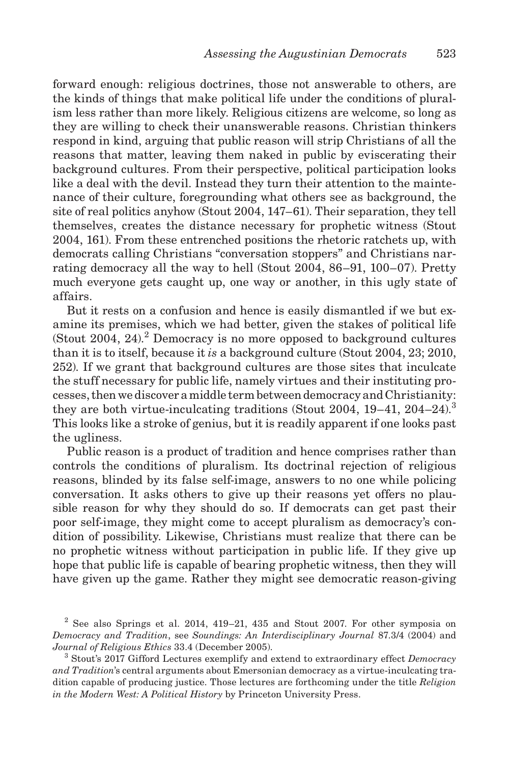forward enough: religious doctrines, those not answerable to others, are the kinds of things that make political life under the conditions of pluralism less rather than more likely. Religious citizens are welcome, so long as they are willing to check their unanswerable reasons. Christian thinkers respond in kind, arguing that public reason will strip Christians of all the reasons that matter, leaving them naked in public by eviscerating their background cultures. From their perspective, political participation looks like a deal with the devil. Instead they turn their attention to the maintenance of their culture, foregrounding what others see as background, the site of real politics anyhow (Stout 2004, 147–61). Their separation, they tell themselves, creates the distance necessary for prophetic witness (Stout 2004, 161). From these entrenched positions the rhetoric ratchets up, with democrats calling Christians "conversation stoppers" and Christians narrating democracy all the way to hell (Stout 2004, 86–91, 100–07). Pretty much everyone gets caught up, one way or another, in this ugly state of affairs.

But it rests on a confusion and hence is easily dismantled if we but examine its premises, which we had better, given the stakes of political life (Stout 2004, 24).[2] Democracy is no more opposed to background cultures than it is to itself, because it *is* a background culture (Stout 2004, 23; 2010, 252). If we grant that background cultures are those sites that inculcate the stuff necessary for public life, namely virtues and their instituting processes, then we discover a middle term between democracy and Christianity: they are both virtue-inculcating traditions (Stout 2004, 19–41, 204–24).[3] This looks like a stroke of genius, but it is readily apparent if one looks past the ugliness.

Public reason is a product of tradition and hence comprises rather than controls the conditions of pluralism. Its doctrinal rejection of religious reasons, blinded by its false self-image, answers to no one while policing conversation. It asks others to give up their reasons yet offers no plausible reason for why they should do so. If democrats can get past their poor self-image, they might come to accept pluralism as democracy's condition of possibility. Likewise, Christians must realize that there can be no prophetic witness without participation in public life. If they give up hope that public life is capable of bearing prophetic witness, then they will have given up the game. Rather they might see democratic reason-giving

[2] See also Springs et al. 2014, 419–21, 435 and Stout 2007. For other symposia on *Democracy and Tradition*, see *Soundings: An Interdisciplinary Journal* 87.3/4 (2004) and *Journal of Religious Ethics* 33.4 (December 2005).

[3] Stout's 2017 Gifford Lectures exemplify and extend to extraordinary effect *Democracy and Tradition*'s central arguments about Emersonian democracy as a virtue-inculcating tradition capable of producing justice. Those lectures are forthcoming under the title *Religion in the Modern West: A Political History* by Princeton University Press.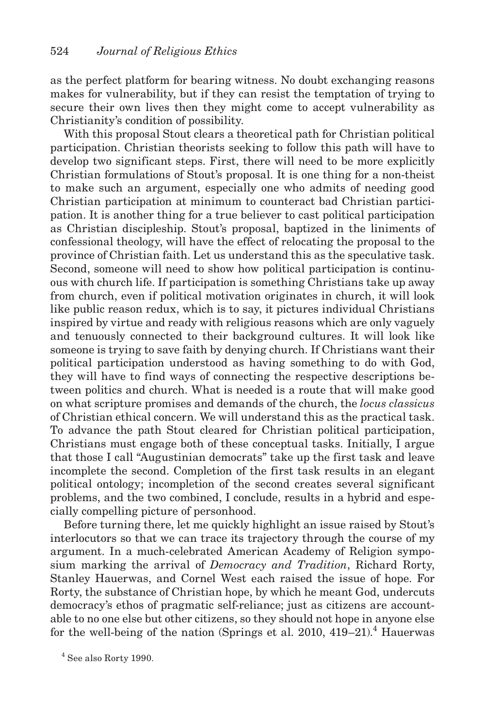as the perfect platform for bearing witness. No doubt exchanging reasons makes for vulnerability, but if they can resist the temptation of trying to secure their own lives then they might come to accept vulnerability as Christianity's condition of possibility.

With this proposal Stout clears a theoretical path for Christian political participation. Christian theorists seeking to follow this path will have to develop two significant steps. First, there will need to be more explicitly Christian formulations of Stout's proposal. It is one thing for a non-theist to make such an argument, especially one who admits of needing good Christian participation at minimum to counteract bad Christian participation. It is another thing for a true believer to cast political participation as Christian discipleship. Stout's proposal, baptized in the liniments of confessional theology, will have the effect of relocating the proposal to the province of Christian faith. Let us understand this as the speculative task. Second, someone will need to show how political participation is continuous with church life. If participation is something Christians take up away from church, even if political motivation originates in church, it will look like public reason redux, which is to say, it pictures individual Christians inspired by virtue and ready with religious reasons which are only vaguely and tenuously connected to their background cultures. It will look like someone is trying to save faith by denying church. If Christians want their political participation understood as having something to do with God, they will have to find ways of connecting the respective descriptions between politics and church. What is needed is a route that will make good on what scripture promises and demands of the church, the *locus classicus* of Christian ethical concern. We will understand this as the practical task. To advance the path Stout cleared for Christian political participation, Christians must engage both of these conceptual tasks. Initially, I argue that those I call "Augustinian democrats" take up the first task and leave incomplete the second. Completion of the first task results in an elegant political ontology; incompletion of the second creates several significant problems, and the two combined, I conclude, results in a hybrid and especially compelling picture of personhood.

Before turning there, let me quickly highlight an issue raised by Stout's interlocutors so that we can trace its trajectory through the course of my argument. In a much-celebrated American Academy of Religion symposium marking the arrival of *Democracy and Tradition*, Richard Rorty, Stanley Hauerwas, and Cornel West each raised the issue of hope. For Rorty, the substance of Christian hope, by which he meant God, undercuts democracy's ethos of pragmatic self-reliance; just as citizens are accountable to no one else but other citizens, so they should not hope in anyone else for the well-being of the nation (Springs et al. 2010, 419–21).[4] Hauerwas

[4] See also Rorty 1990.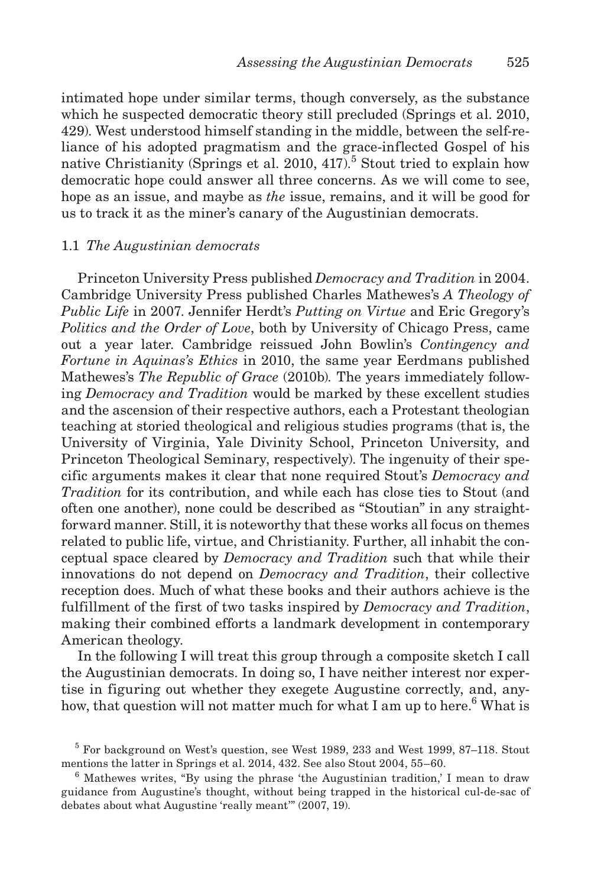intimated hope under similar terms, though conversely, as the substance which he suspected democratic theory still precluded (Springs et al. 2010, 429). West understood himself standing in the middle, between the self-reliance of his adopted pragmatism and the grace-inflected Gospel of his native Christianity (Springs et al. 2010, 417).[5] Stout tried to explain how democratic hope could answer all three concerns. As we will come to see, hope as an issue, and maybe as *the* issue, remains, and it will be good for us to track it as the miner's canary of the Augustinian democrats.

### 1.1 *The Augustinian democrats*

Princeton University Press published *Democracy and Tradition* in 2004. Cambridge University Press published Charles Mathewes's *A Theology of Public Life* in 2007. Jennifer Herdt's *Putting on Virtue* and Eric Gregory's *Politics and the Order of Love*, both by University of Chicago Press, came out a year later. Cambridge reissued John Bowlin's *Contingency and Fortune in Aquinas's Ethics* in 2010, the same year Eerdmans published Mathewes's *The Republic of Grace* (2010b). The years immediately following *Democracy and Tradition* would be marked by these excellent studies and the ascension of their respective authors, each a Protestant theologian teaching at storied theological and religious studies programs (that is, the University of Virginia, Yale Divinity School, Princeton University, and Princeton Theological Seminary, respectively). The ingenuity of their specific arguments makes it clear that none required Stout's *Democracy and Tradition* for its contribution, and while each has close ties to Stout (and often one another), none could be described as "Stoutian" in any straightforward manner. Still, it is noteworthy that these works all focus on themes related to public life, virtue, and Christianity. Further, all inhabit the conceptual space cleared by *Democracy and Tradition* such that while their innovations do not depend on *Democracy and Tradition*, their collective reception does. Much of what these books and their authors achieve is the fulfillment of the first of two tasks inspired by *Democracy and Tradition*, making their combined efforts a landmark development in contemporary American theology.

In the following I will treat this group through a composite sketch I call the Augustinian democrats. In doing so, I have neither interest nor expertise in figuring out whether they exegete Augustine correctly, and, anyhow, that question will not matter much for what I am up to here.[6] What is

[5] For background on West's question, see West 1989, 233 and West 1999, 87–118. Stout mentions the latter in Springs et al. 2014, 432. See also Stout 2004, 55–60.

[6] Mathewes writes, "By using the phrase 'the Augustinian tradition,' I mean to draw guidance from Augustine's thought, without being trapped in the historical cul-de-sac of debates about what Augustine 'really meant'" (2007, 19).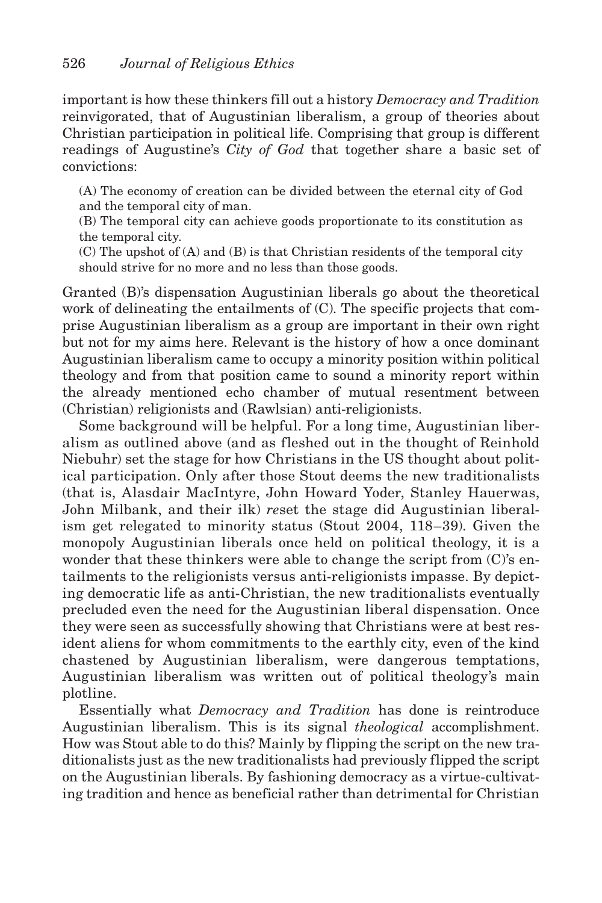important is how these thinkers fill out a history *Democracy and Tradition* reinvigorated, that of Augustinian liberalism, a group of theories about Christian participation in political life. Comprising that group is different readings of Augustine's *City of God* that together share a basic set of convictions:

> (A) The economy of creation can be divided between the eternal city of God and the temporal city of man.
> (B) The temporal city can achieve goods proportionate to its constitution as the temporal city.
> (C) The upshot of (A) and (B) is that Christian residents of the temporal city should strive for no more and no less than those goods.

Granted (B)'s dispensation Augustinian liberals go about the theoretical work of delineating the entailments of (C). The specific projects that comprise Augustinian liberalism as a group are important in their own right but not for my aims here. Relevant is the history of how a once dominant Augustinian liberalism came to occupy a minority position within political theology and from that position came to sound a minority report within the already mentioned echo chamber of mutual resentment between (Christian) religionists and (Rawlsian) anti-religionists.

Some background will be helpful. For a long time, Augustinian liberalism as outlined above (and as fleshed out in the thought of Reinhold Niebuhr) set the stage for how Christians in the US thought about political participation. Only after those Stout deems the new traditionalists (that is, Alasdair MacIntyre, John Howard Yoder, Stanley Hauerwas, John Milbank, and their ilk) *re*set the stage did Augustinian liberalism get relegated to minority status (Stout 2004, 118–39). Given the monopoly Augustinian liberals once held on political theology, it is a wonder that these thinkers were able to change the script from (C)'s entailments to the religionists versus anti-religionists impasse. By depicting democratic life as anti-Christian, the new traditionalists eventually precluded even the need for the Augustinian liberal dispensation. Once they were seen as successfully showing that Christians were at best resident aliens for whom commitments to the earthly city, even of the kind chastened by Augustinian liberalism, were dangerous temptations, Augustinian liberalism was written out of political theology's main plotline.

Essentially what *Democracy and Tradition* has done is reintroduce Augustinian liberalism. This is its signal *theological* accomplishment. How was Stout able to do this? Mainly by flipping the script on the new traditionalists just as the new traditionalists had previously flipped the script on the Augustinian liberals. By fashioning democracy as a virtue-cultivating tradition and hence as beneficial rather than detrimental for Christian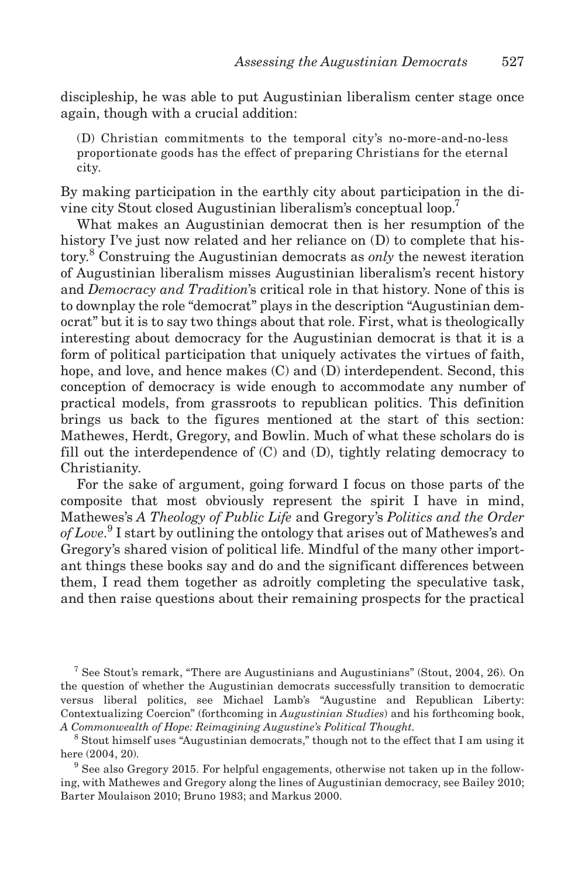discipleship, he was able to put Augustinian liberalism center stage once again, though with a crucial addition:

> (D) Christian commitments to the temporal city's no-more-and-no-less proportionate goods has the effect of preparing Christians for the eternal city.

By making participation in the earthly city about participation in the divine city Stout closed Augustinian liberalism's conceptual loop.[7]

What makes an Augustinian democrat then is her resumption of the history I've just now related and her reliance on (D) to complete that history.[8] Construing the Augustinian democrats as *only* the newest iteration of Augustinian liberalism misses Augustinian liberalism's recent history and *Democracy and Tradition*'s critical role in that history. None of this is to downplay the role "democrat" plays in the description "Augustinian democrat" but it is to say two things about that role. First, what is theologically interesting about democracy for the Augustinian democrat is that it is a form of political participation that uniquely activates the virtues of faith, hope, and love, and hence makes (C) and (D) interdependent. Second, this conception of democracy is wide enough to accommodate any number of practical models, from grassroots to republican politics. This definition brings us back to the figures mentioned at the start of this section: Mathewes, Herdt, Gregory, and Bowlin. Much of what these scholars do is fill out the interdependence of (C) and (D), tightly relating democracy to Christianity.

For the sake of argument, going forward I focus on those parts of the composite that most obviously represent the spirit I have in mind, Mathewes's *A Theology of Public Life* and Gregory's *Politics and the Order of Love*.[9] I start by outlining the ontology that arises out of Mathewes's and Gregory's shared vision of political life. Mindful of the many other important things these books say and do and the significant differences between them, I read them together as adroitly completing the speculative task, and then raise questions about their remaining prospects for the practical

---

[7] See Stout's remark, "There are Augustinians and Augustinians" (Stout, 2004, 26). On the question of whether the Augustinian democrats successfully transition to democratic versus liberal politics, see Michael Lamb's "Augustine and Republican Liberty: Contextualizing Coercion" (forthcoming in *Augustinian Studies*) and his forthcoming book, *A Commonwealth of Hope: Reimagining Augustine's Political Thought*.

[8] Stout himself uses "Augustinian democrats," though not to the effect that I am using it here (2004, 20).

[9] See also Gregory 2015. For helpful engagements, otherwise not taken up in the following, with Mathewes and Gregory along the lines of Augustinian democracy, see Bailey 2010; Barter Moulaison 2010; Bruno 1983; and Markus 2000.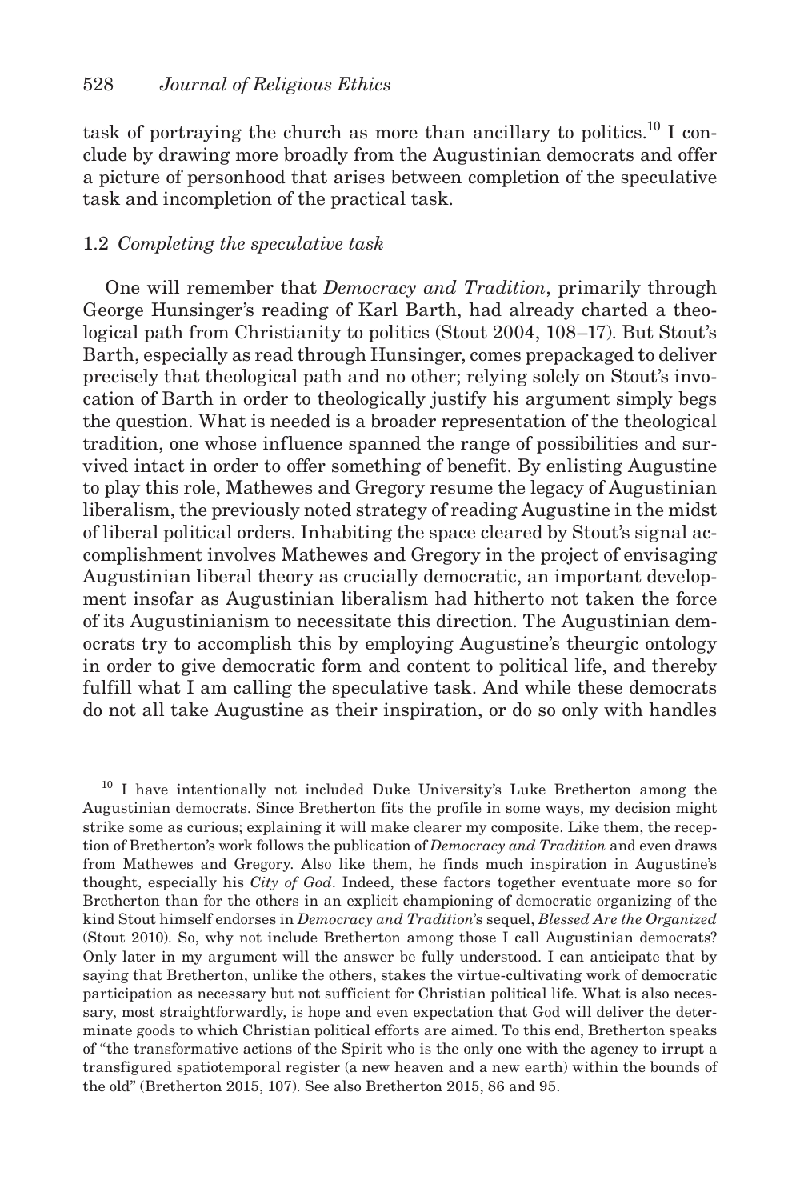task of portraying the church as more than ancillary to politics.[10] I conclude by drawing more broadly from the Augustinian democrats and offer a picture of personhood that arises between completion of the speculative task and incompletion of the practical task.

### 1.2 *Completing the speculative task*

One will remember that *Democracy and Tradition*, primarily through George Hunsinger's reading of Karl Barth, had already charted a theological path from Christianity to politics (Stout 2004, 108–17). But Stout's Barth, especially as read through Hunsinger, comes prepackaged to deliver precisely that theological path and no other; relying solely on Stout's invocation of Barth in order to theologically justify his argument simply begs the question. What is needed is a broader representation of the theological tradition, one whose influence spanned the range of possibilities and survived intact in order to offer something of benefit. By enlisting Augustine to play this role, Mathewes and Gregory resume the legacy of Augustinian liberalism, the previously noted strategy of reading Augustine in the midst of liberal political orders. Inhabiting the space cleared by Stout's signal accomplishment involves Mathewes and Gregory in the project of envisaging Augustinian liberal theory as crucially democratic, an important development insofar as Augustinian liberalism had hitherto not taken the force of its Augustinianism to necessitate this direction. The Augustinian democrats try to accomplish this by employing Augustine's theurgic ontology in order to give democratic form and content to political life, and thereby fulfill what I am calling the speculative task. And while these democrats do not all take Augustine as their inspiration, or do so only with handles

[10] I have intentionally not included Duke University's Luke Bretherton among the Augustinian democrats. Since Bretherton fits the profile in some ways, my decision might strike some as curious; explaining it will make clearer my composite. Like them, the reception of Bretherton's work follows the publication of *Democracy and Tradition* and even draws from Mathewes and Gregory. Also like them, he finds much inspiration in Augustine's thought, especially his *City of God*. Indeed, these factors together eventuate more so for Bretherton than for the others in an explicit championing of democratic organizing of the kind Stout himself endorses in *Democracy and Tradition*'s sequel, *Blessed Are the Organized* (Stout 2010). So, why not include Bretherton among those I call Augustinian democrats? Only later in my argument will the answer be fully understood. I can anticipate that by saying that Bretherton, unlike the others, stakes the virtue-cultivating work of democratic participation as necessary but not sufficient for Christian political life. What is also necessary, most straightforwardly, is hope and even expectation that God will deliver the determinate goods to which Christian political efforts are aimed. To this end, Bretherton speaks of "the transformative actions of the Spirit who is the only one with the agency to irrupt a transfigured spatiotemporal register (a new heaven and a new earth) within the bounds of the old" (Bretherton 2015, 107). See also Bretherton 2015, 86 and 95.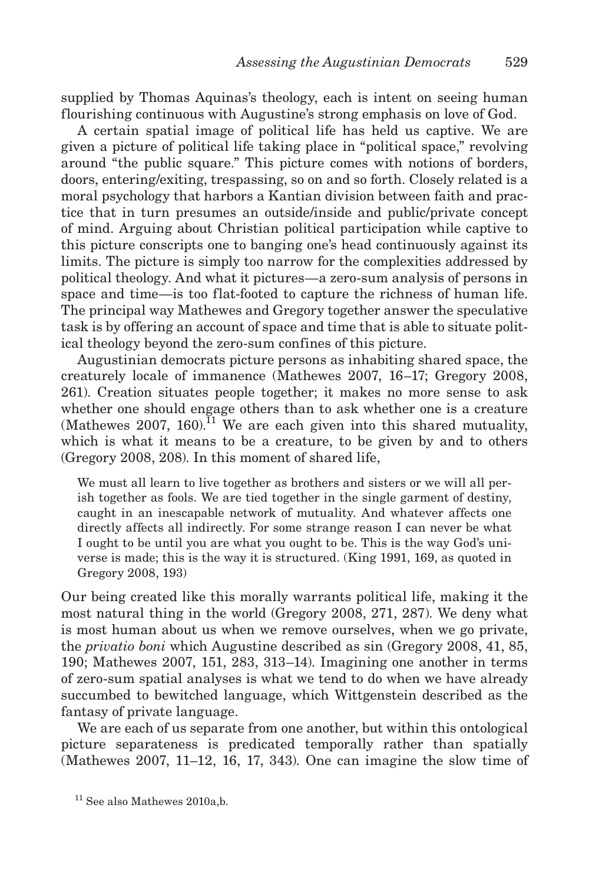supplied by Thomas Aquinas's theology, each is intent on seeing human flourishing continuous with Augustine's strong emphasis on love of God.

A certain spatial image of political life has held us captive. We are given a picture of political life taking place in "political space," revolving around "the public square." This picture comes with notions of borders, doors, entering/exiting, trespassing, so on and so forth. Closely related is a moral psychology that harbors a Kantian division between faith and practice that in turn presumes an outside/inside and public/private concept of mind. Arguing about Christian political participation while captive to this picture conscripts one to banging one's head continuously against its limits. The picture is simply too narrow for the complexities addressed by political theology. And what it pictures—a zero-sum analysis of persons in space and time—is too flat-footed to capture the richness of human life. The principal way Mathewes and Gregory together answer the speculative task is by offering an account of space and time that is able to situate political theology beyond the zero-sum confines of this picture.

Augustinian democrats picture persons as inhabiting shared space, the creaturely locale of immanence (Mathewes 2007, 16–17; Gregory 2008, 261). Creation situates people together; it makes no more sense to ask whether one should engage others than to ask whether one is a creature (Mathewes 2007, 160).[11] We are each given into this shared mutuality, which is what it means to be a creature, to be given by and to others (Gregory 2008, 208). In this moment of shared life,

> We must all learn to live together as brothers and sisters or we will all perish together as fools. We are tied together in the single garment of destiny, caught in an inescapable network of mutuality. And whatever affects one directly affects all indirectly. For some strange reason I can never be what I ought to be until you are what you ought to be. This is the way God's universe is made; this is the way it is structured. (King 1991, 169, as quoted in Gregory 2008, 193)

Our being created like this morally warrants political life, making it the most natural thing in the world (Gregory 2008, 271, 287). We deny what is most human about us when we remove ourselves, when we go private, the *privatio boni* which Augustine described as sin (Gregory 2008, 41, 85, 190; Mathewes 2007, 151, 283, 313–14). Imagining one another in terms of zero-sum spatial analyses is what we tend to do when we have already succumbed to bewitched language, which Wittgenstein described as the fantasy of private language.

We are each of us separate from one another, but within this ontological picture separateness is predicated temporally rather than spatially (Mathewes 2007, 11–12, 16, 17, 343). One can imagine the slow time of

[11] See also Mathewes 2010a,b.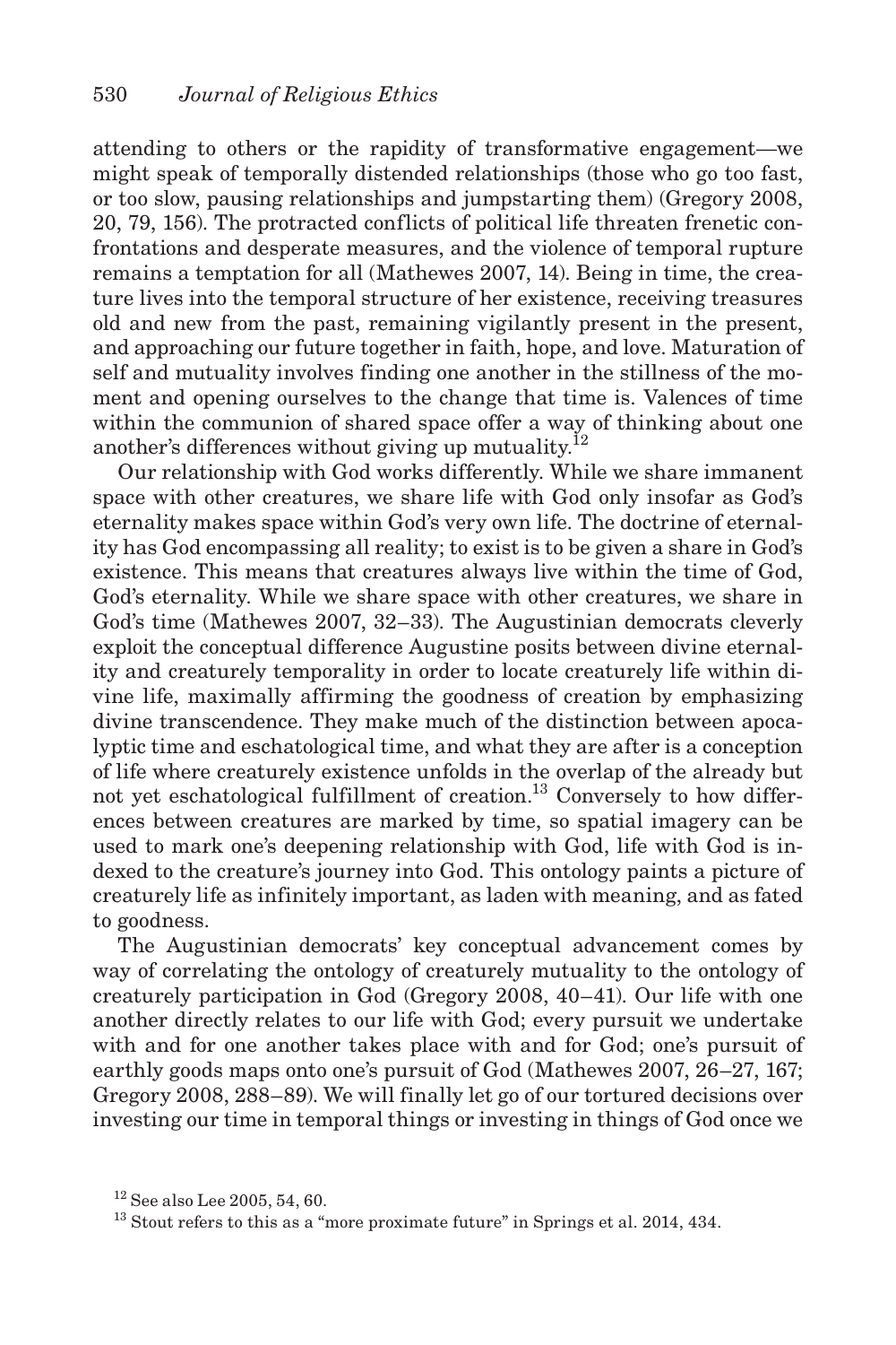attending to others or the rapidity of transformative engagement—we might speak of temporally distended relationships (those who go too fast, or too slow, pausing relationships and jumpstarting them) (Gregory 2008, 20, 79, 156). The protracted conflicts of political life threaten frenetic confrontations and desperate measures, and the violence of temporal rupture remains a temptation for all (Mathewes 2007, 14). Being in time, the creature lives into the temporal structure of her existence, receiving treasures old and new from the past, remaining vigilantly present in the present, and approaching our future together in faith, hope, and love. Maturation of self and mutuality involves finding one another in the stillness of the moment and opening ourselves to the change that time is. Valences of time within the communion of shared space offer a way of thinking about one another's differences without giving up mutuality.[12]

Our relationship with God works differently. While we share immanent space with other creatures, we share life with God only insofar as God's eternality makes space within God's very own life. The doctrine of eternality has God encompassing all reality; to exist is to be given a share in God's existence. This means that creatures always live within the time of God, God's eternality. While we share space with other creatures, we share in God's time (Mathewes 2007, 32–33). The Augustinian democrats cleverly exploit the conceptual difference Augustine posits between divine eternality and creaturely temporality in order to locate creaturely life within divine life, maximally affirming the goodness of creation by emphasizing divine transcendence. They make much of the distinction between apocalyptic time and eschatological time, and what they are after is a conception of life where creaturely existence unfolds in the overlap of the already but not yet eschatological fulfillment of creation.[13] Conversely to how differences between creatures are marked by time, so spatial imagery can be used to mark one's deepening relationship with God, life with God is indexed to the creature's journey into God. This ontology paints a picture of creaturely life as infinitely important, as laden with meaning, and as fated to goodness.

The Augustinian democrats' key conceptual advancement comes by way of correlating the ontology of creaturely mutuality to the ontology of creaturely participation in God (Gregory 2008, 40–41). Our life with one another directly relates to our life with God; every pursuit we undertake with and for one another takes place with and for God; one's pursuit of earthly goods maps onto one's pursuit of God (Mathewes 2007, 26–27, 167; Gregory 2008, 288–89). We will finally let go of our tortured decisions over investing our time in temporal things or investing in things of God once we

[12] See also Lee 2005, 54, 60.

[13] Stout refers to this as a "more proximate future" in Springs et al. 2014, 434.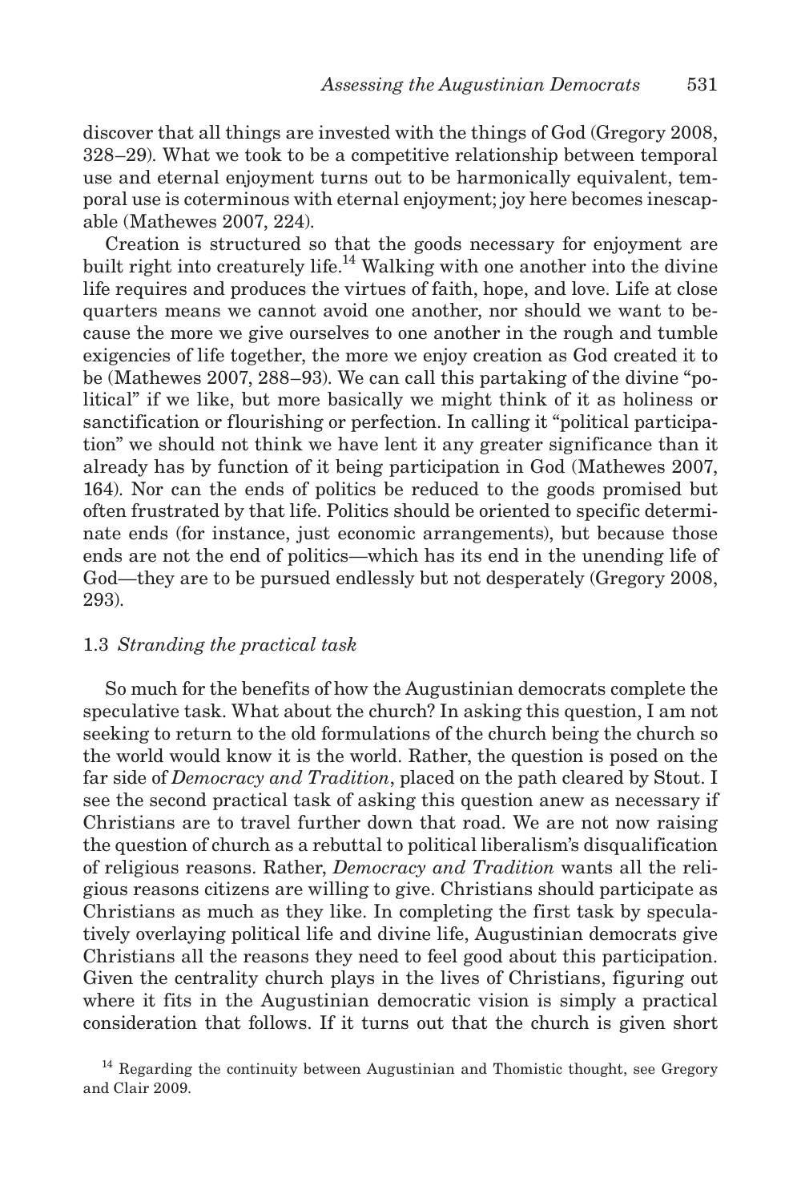discover that all things are invested with the things of God (Gregory 2008, 328–29). What we took to be a competitive relationship between temporal use and eternal enjoyment turns out to be harmonically equivalent, temporal use is coterminous with eternal enjoyment; joy here becomes inescapable (Mathewes 2007, 224).

Creation is structured so that the goods necessary for enjoyment are built right into creaturely life.[14] Walking with one another into the divine life requires and produces the virtues of faith, hope, and love. Life at close quarters means we cannot avoid one another, nor should we want to because the more we give ourselves to one another in the rough and tumble exigencies of life together, the more we enjoy creation as God created it to be (Mathewes 2007, 288–93). We can call this partaking of the divine "political" if we like, but more basically we might think of it as holiness or sanctification or flourishing or perfection. In calling it "political participation" we should not think we have lent it any greater significance than it already has by function of it being participation in God (Mathewes 2007, 164). Nor can the ends of politics be reduced to the goods promised but often frustrated by that life. Politics should be oriented to specific determinate ends (for instance, just economic arrangements), but because those ends are not the end of politics—which has its end in the unending life of God—they are to be pursued endlessly but not desperately (Gregory 2008, 293).

### 1.3 *Stranding the practical task*

So much for the benefits of how the Augustinian democrats complete the speculative task. What about the church? In asking this question, I am not seeking to return to the old formulations of the church being the church so the world would know it is the world. Rather, the question is posed on the far side of *Democracy and Tradition*, placed on the path cleared by Stout. I see the second practical task of asking this question anew as necessary if Christians are to travel further down that road. We are not now raising the question of church as a rebuttal to political liberalism's disqualification of religious reasons. Rather, *Democracy and Tradition* wants all the religious reasons citizens are willing to give. Christians should participate as Christians as much as they like. In completing the first task by speculatively overlaying political life and divine life, Augustinian democrats give Christians all the reasons they need to feel good about this participation. Given the centrality church plays in the lives of Christians, figuring out where it fits in the Augustinian democratic vision is simply a practical consideration that follows. If it turns out that the church is given short

[14] Regarding the continuity between Augustinian and Thomistic thought, see Gregory and Clair 2009.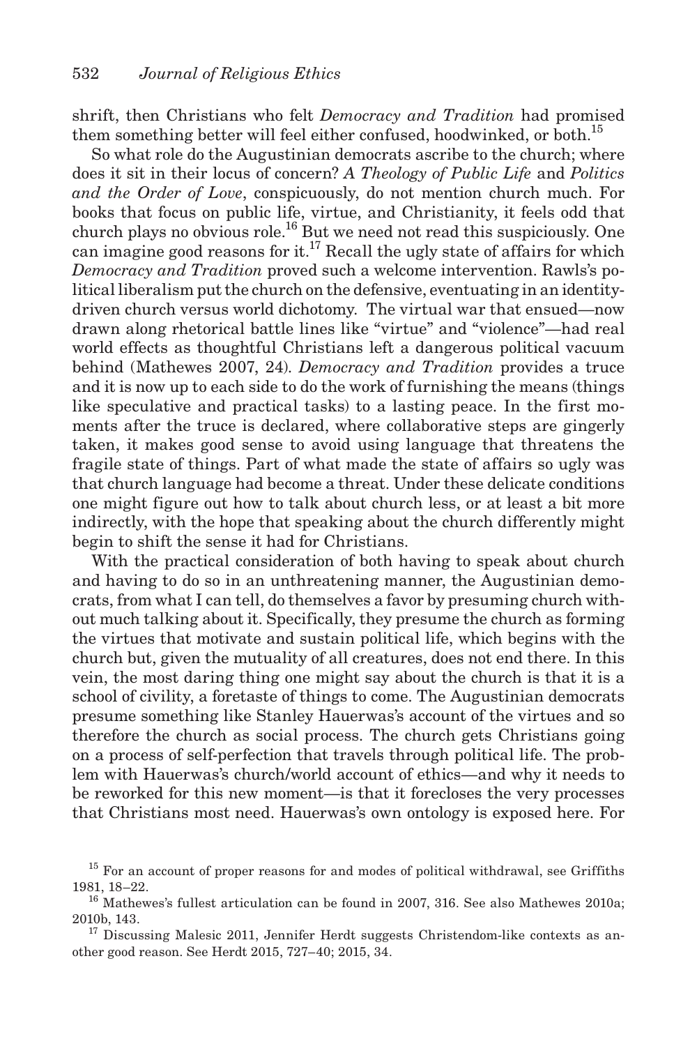shrift, then Christians who felt *Democracy and Tradition* had promised them something better will feel either confused, hoodwinked, or both.[15]

So what role do the Augustinian democrats ascribe to the church; where does it sit in their locus of concern? *A Theology of Public Life* and *Politics and the Order of Love*, conspicuously, do not mention church much. For books that focus on public life, virtue, and Christianity, it feels odd that church plays no obvious role.[16] But we need not read this suspiciously. One can imagine good reasons for it.[17] Recall the ugly state of affairs for which *Democracy and Tradition* proved such a welcome intervention. Rawls's political liberalism put the church on the defensive, eventuating in an identity-driven church versus world dichotomy. The virtual war that ensued—now drawn along rhetorical battle lines like "virtue" and "violence"—had real world effects as thoughtful Christians left a dangerous political vacuum behind (Mathewes 2007, 24). *Democracy and Tradition* provides a truce and it is now up to each side to do the work of furnishing the means (things like speculative and practical tasks) to a lasting peace. In the first moments after the truce is declared, where collaborative steps are gingerly taken, it makes good sense to avoid using language that threatens the fragile state of things. Part of what made the state of affairs so ugly was that church language had become a threat. Under these delicate conditions one might figure out how to talk about church less, or at least a bit more indirectly, with the hope that speaking about the church differently might begin to shift the sense it had for Christians.

With the practical consideration of both having to speak about church and having to do so in an unthreatening manner, the Augustinian democrats, from what I can tell, do themselves a favor by presuming church without much talking about it. Specifically, they presume the church as forming the virtues that motivate and sustain political life, which begins with the church but, given the mutuality of all creatures, does not end there. In this vein, the most daring thing one might say about the church is that it is a school of civility, a foretaste of things to come. The Augustinian democrats presume something like Stanley Hauerwas's account of the virtues and so therefore the church as social process. The church gets Christians going on a process of self-perfection that travels through political life. The problem with Hauerwas's church/world account of ethics—and why it needs to be reworked for this new moment—is that it forecloses the very processes that Christians most need. Hauerwas's own ontology is exposed here. For

[15] For an account of proper reasons for and modes of political withdrawal, see Griffiths 1981, 18–22.

[16] Mathewes's fullest articulation can be found in 2007, 316. See also Mathewes 2010a; 2010b, 143.

[17] Discussing Malesic 2011, Jennifer Herdt suggests Christendom-like contexts as another good reason. See Herdt 2015, 727–40; 2015, 34.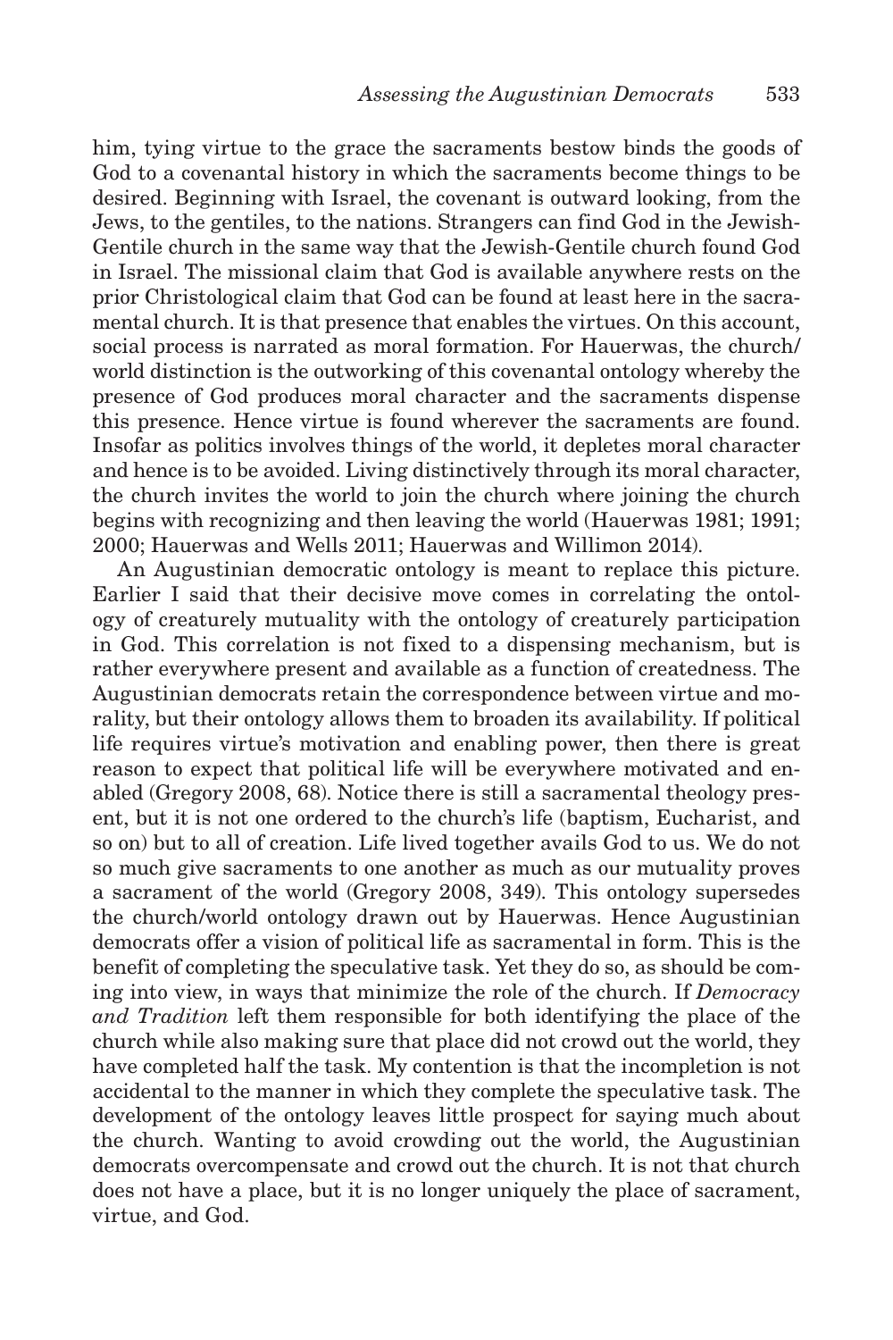him, tying virtue to the grace the sacraments bestow binds the goods of God to a covenantal history in which the sacraments become things to be desired. Beginning with Israel, the covenant is outward looking, from the Jews, to the gentiles, to the nations. Strangers can find God in the Jewish-Gentile church in the same way that the Jewish-Gentile church found God in Israel. The missional claim that God is available anywhere rests on the prior Christological claim that God can be found at least here in the sacramental church. It is that presence that enables the virtues. On this account, social process is narrated as moral formation. For Hauerwas, the church/world distinction is the outworking of this covenantal ontology whereby the presence of God produces moral character and the sacraments dispense this presence. Hence virtue is found wherever the sacraments are found. Insofar as politics involves things of the world, it depletes moral character and hence is to be avoided. Living distinctively through its moral character, the church invites the world to join the church where joining the church begins with recognizing and then leaving the world (Hauerwas 1981; 1991; 2000; Hauerwas and Wells 2011; Hauerwas and Willimon 2014).

An Augustinian democratic ontology is meant to replace this picture. Earlier I said that their decisive move comes in correlating the ontology of creaturely mutuality with the ontology of creaturely participation in God. This correlation is not fixed to a dispensing mechanism, but is rather everywhere present and available as a function of createdness. The Augustinian democrats retain the correspondence between virtue and morality, but their ontology allows them to broaden its availability. If political life requires virtue's motivation and enabling power, then there is great reason to expect that political life will be everywhere motivated and enabled (Gregory 2008, 68). Notice there is still a sacramental theology present, but it is not one ordered to the church's life (baptism, Eucharist, and so on) but to all of creation. Life lived together avails God to us. We do not so much give sacraments to one another as much as our mutuality proves a sacrament of the world (Gregory 2008, 349). This ontology supersedes the church/world ontology drawn out by Hauerwas. Hence Augustinian democrats offer a vision of political life as sacramental in form. This is the benefit of completing the speculative task. Yet they do so, as should be coming into view, in ways that minimize the role of the church. If *Democracy and Tradition* left them responsible for both identifying the place of the church while also making sure that place did not crowd out the world, they have completed half the task. My contention is that the incompletion is not accidental to the manner in which they complete the speculative task. The development of the ontology leaves little prospect for saying much about the church. Wanting to avoid crowding out the world, the Augustinian democrats overcompensate and crowd out the church. It is not that church does not have a place, but it is no longer uniquely the place of sacrament, virtue, and God.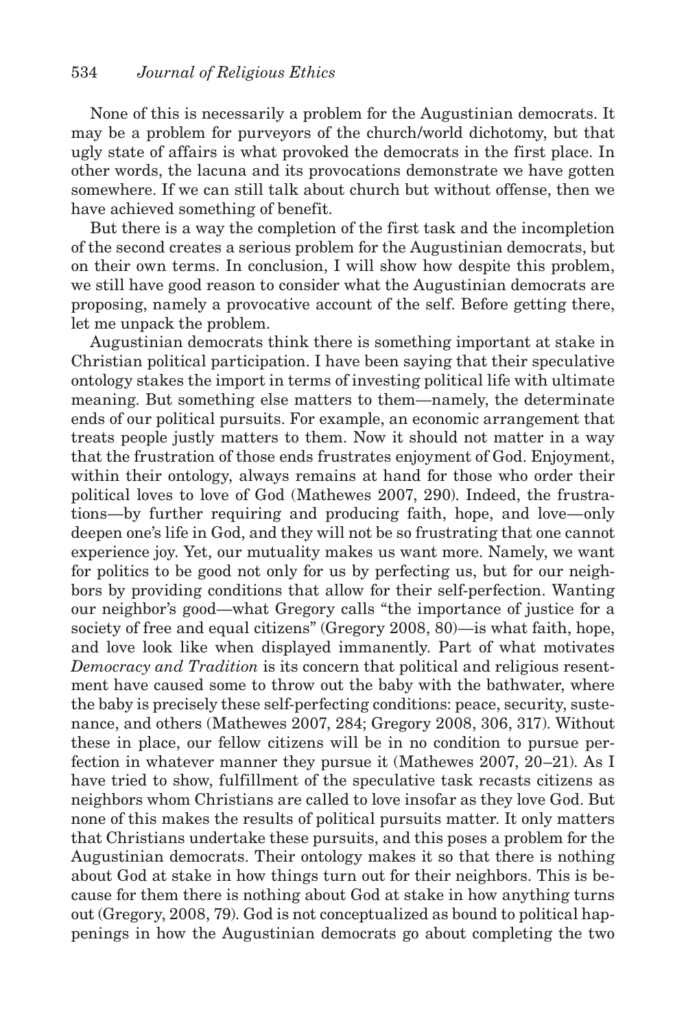None of this is necessarily a problem for the Augustinian democrats. It may be a problem for purveyors of the church/world dichotomy, but that ugly state of affairs is what provoked the democrats in the first place. In other words, the lacuna and its provocations demonstrate we have gotten somewhere. If we can still talk about church but without offense, then we have achieved something of benefit.

But there is a way the completion of the first task and the incompletion of the second creates a serious problem for the Augustinian democrats, but on their own terms. In conclusion, I will show how despite this problem, we still have good reason to consider what the Augustinian democrats are proposing, namely a provocative account of the self. Before getting there, let me unpack the problem.

Augustinian democrats think there is something important at stake in Christian political participation. I have been saying that their speculative ontology stakes the import in terms of investing political life with ultimate meaning. But something else matters to them—namely, the determinate ends of our political pursuits. For example, an economic arrangement that treats people justly matters to them. Now it should not matter in a way that the frustration of those ends frustrates enjoyment of God. Enjoyment, within their ontology, always remains at hand for those who order their political loves to love of God (Mathewes 2007, 290). Indeed, the frustrations—by further requiring and producing faith, hope, and love—only deepen one's life in God, and they will not be so frustrating that one cannot experience joy. Yet, our mutuality makes us want more. Namely, we want for politics to be good not only for us by perfecting us, but for our neighbors by providing conditions that allow for their self-perfection. Wanting our neighbor's good—what Gregory calls "the importance of justice for a society of free and equal citizens" (Gregory 2008, 80)—is what faith, hope, and love look like when displayed immanently. Part of what motivates *Democracy and Tradition* is its concern that political and religious resentment have caused some to throw out the baby with the bathwater, where the baby is precisely these self-perfecting conditions: peace, security, sustenance, and others (Mathewes 2007, 284; Gregory 2008, 306, 317). Without these in place, our fellow citizens will be in no condition to pursue perfection in whatever manner they pursue it (Mathewes 2007, 20–21). As I have tried to show, fulfillment of the speculative task recasts citizens as neighbors whom Christians are called to love insofar as they love God. But none of this makes the results of political pursuits matter. It only matters that Christians undertake these pursuits, and this poses a problem for the Augustinian democrats. Their ontology makes it so that there is nothing about God at stake in how things turn out for their neighbors. This is because for them there is nothing about God at stake in how anything turns out (Gregory, 2008, 79). God is not conceptualized as bound to political happenings in how the Augustinian democrats go about completing the two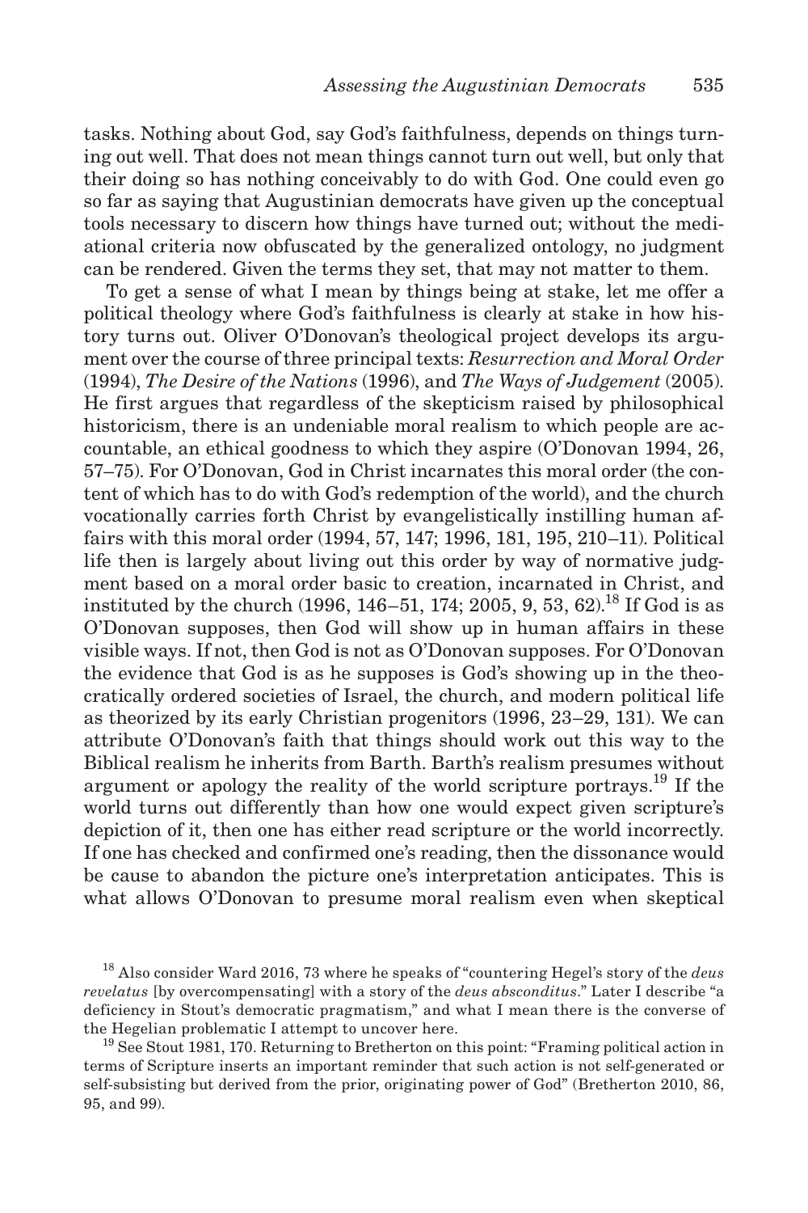tasks. Nothing about God, say God's faithfulness, depends on things turning out well. That does not mean things cannot turn out well, but only that their doing so has nothing conceivably to do with God. One could even go so far as saying that Augustinian democrats have given up the conceptual tools necessary to discern how things have turned out; without the mediational criteria now obfuscated by the generalized ontology, no judgment can be rendered. Given the terms they set, that may not matter to them.

To get a sense of what I mean by things being at stake, let me offer a political theology where God's faithfulness is clearly at stake in how history turns out. Oliver O'Donovan's theological project develops its argument over the course of three principal texts: *Resurrection and Moral Order* (1994), *The Desire of the Nations* (1996), and *The Ways of Judgement* (2005). He first argues that regardless of the skepticism raised by philosophical historicism, there is an undeniable moral realism to which people are accountable, an ethical goodness to which they aspire (O'Donovan 1994, 26, 57–75). For O'Donovan, God in Christ incarnates this moral order (the content of which has to do with God's redemption of the world), and the church vocationally carries forth Christ by evangelistically instilling human affairs with this moral order (1994, 57, 147; 1996, 181, 195, 210–11). Political life then is largely about living out this order by way of normative judgment based on a moral order basic to creation, incarnated in Christ, and instituted by the church (1996, 146–51, 174; 2005, 9, 53, 62).[18] If God is as O'Donovan supposes, then God will show up in human affairs in these visible ways. If not, then God is not as O'Donovan supposes. For O'Donovan the evidence that God is as he supposes is God's showing up in the theocratically ordered societies of Israel, the church, and modern political life as theorized by its early Christian progenitors (1996, 23–29, 131). We can attribute O'Donovan's faith that things should work out this way to the Biblical realism he inherits from Barth. Barth's realism presumes without argument or apology the reality of the world scripture portrays.[19] If the world turns out differently than how one would expect given scripture's depiction of it, then one has either read scripture or the world incorrectly. If one has checked and confirmed one's reading, then the dissonance would be cause to abandon the picture one's interpretation anticipates. This is what allows O'Donovan to presume moral realism even when skeptical

[18] Also consider Ward 2016, 73 where he speaks of "countering Hegel's story of the *deus revelatus* [by overcompensating] with a story of the *deus absconditus*." Later I describe "a deficiency in Stout's democratic pragmatism," and what I mean there is the converse of the Hegelian problematic I attempt to uncover here.

[19] See Stout 1981, 170. Returning to Bretherton on this point: "Framing political action in terms of Scripture inserts an important reminder that such action is not self-generated or self-subsisting but derived from the prior, originating power of God" (Bretherton 2010, 86, 95, and 99).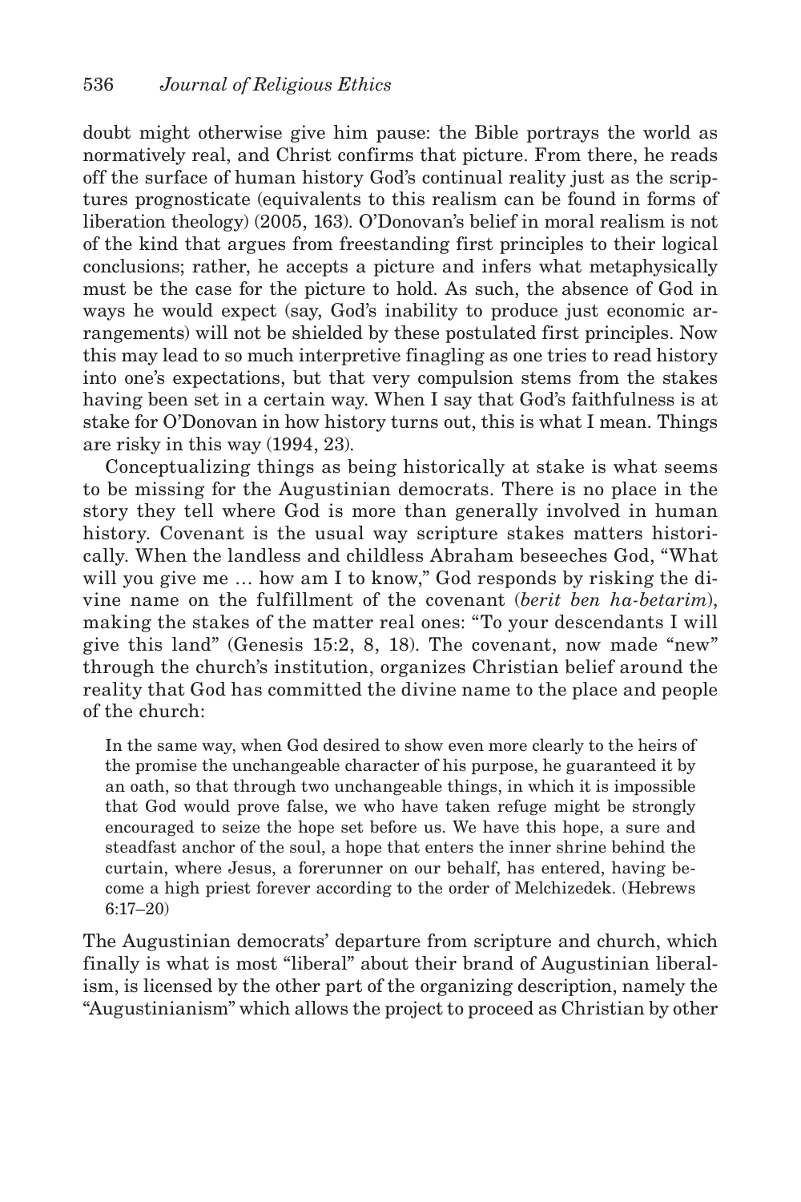doubt might otherwise give him pause: the Bible portrays the world as normatively real, and Christ confirms that picture. From there, he reads off the surface of human history God's continual reality just as the scriptures prognosticate (equivalents to this realism can be found in forms of liberation theology) (2005, 163). O'Donovan's belief in moral realism is not of the kind that argues from freestanding first principles to their logical conclusions; rather, he accepts a picture and infers what metaphysically must be the case for the picture to hold. As such, the absence of God in ways he would expect (say, God's inability to produce just economic arrangements) will not be shielded by these postulated first principles. Now this may lead to so much interpretive finagling as one tries to read history into one's expectations, but that very compulsion stems from the stakes having been set in a certain way. When I say that God's faithfulness is at stake for O'Donovan in how history turns out, this is what I mean. Things are risky in this way (1994, 23).

Conceptualizing things as being historically at stake is what seems to be missing for the Augustinian democrats. There is no place in the story they tell where God is more than generally involved in human history. Covenant is the usual way scripture stakes matters historically. When the landless and childless Abraham beseeches God, "What will you give me … how am I to know," God responds by risking the divine name on the fulfillment of the covenant (*berit ben ha-betarim*), making the stakes of the matter real ones: "To your descendants I will give this land" (Genesis 15:2, 8, 18). The covenant, now made "new" through the church's institution, organizes Christian belief around the reality that God has committed the divine name to the place and people of the church:

> In the same way, when God desired to show even more clearly to the heirs of the promise the unchangeable character of his purpose, he guaranteed it by an oath, so that through two unchangeable things, in which it is impossible that God would prove false, we who have taken refuge might be strongly encouraged to seize the hope set before us. We have this hope, a sure and steadfast anchor of the soul, a hope that enters the inner shrine behind the curtain, where Jesus, a forerunner on our behalf, has entered, having become a high priest forever according to the order of Melchizedek. (Hebrews 6:17–20)

The Augustinian democrats' departure from scripture and church, which finally is what is most "liberal" about their brand of Augustinian liberalism, is licensed by the other part of the organizing description, namely the "Augustinianism" which allows the project to proceed as Christian by other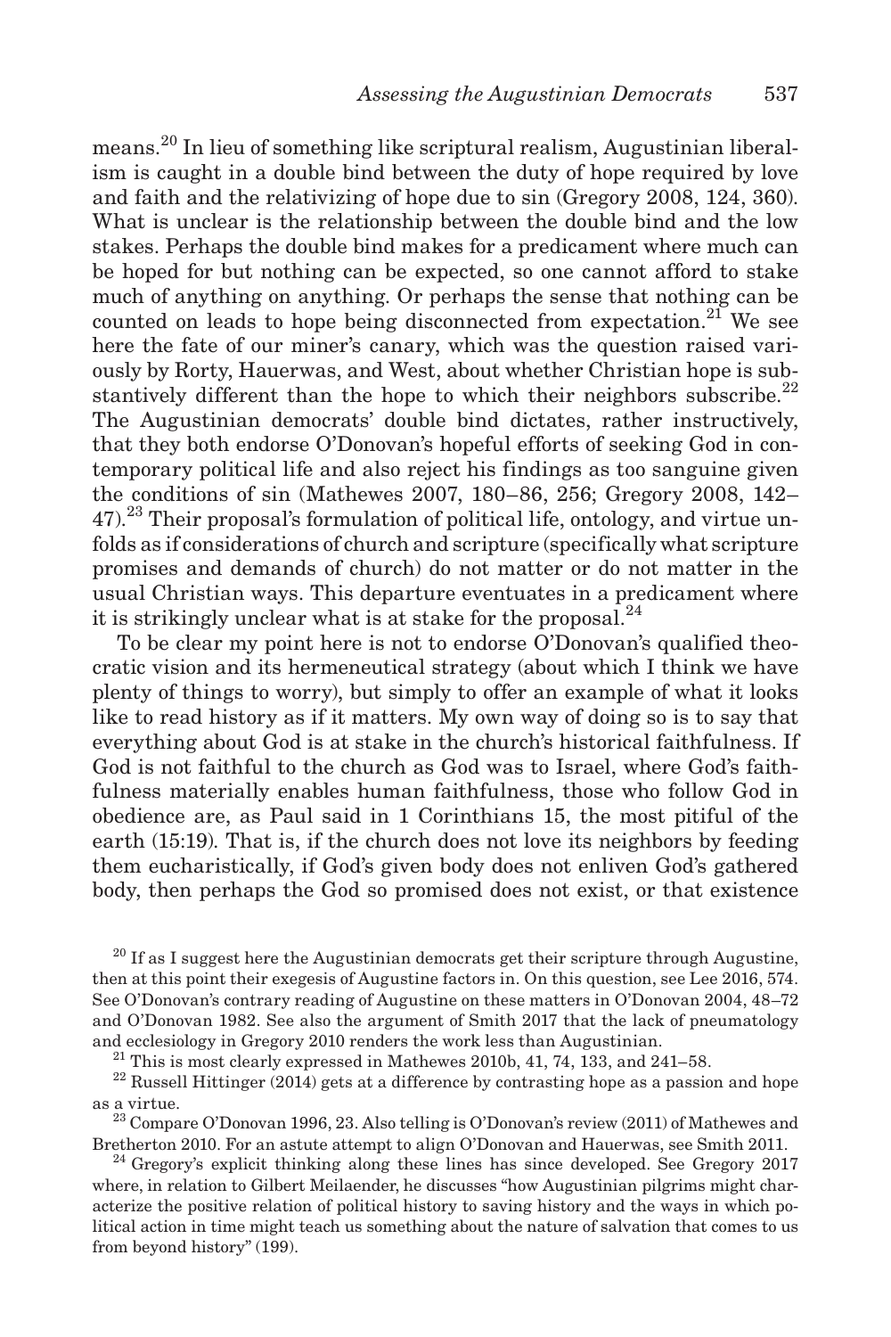means.[20] In lieu of something like scriptural realism, Augustinian liberalism is caught in a double bind between the duty of hope required by love and faith and the relativizing of hope due to sin (Gregory 2008, 124, 360). What is unclear is the relationship between the double bind and the low stakes. Perhaps the double bind makes for a predicament where much can be hoped for but nothing can be expected, so one cannot afford to stake much of anything on anything. Or perhaps the sense that nothing can be counted on leads to hope being disconnected from expectation.[21] We see here the fate of our miner's canary, which was the question raised variously by Rorty, Hauerwas, and West, about whether Christian hope is substantively different than the hope to which their neighbors subscribe.[22] The Augustinian democrats' double bind dictates, rather instructively, that they both endorse O'Donovan's hopeful efforts of seeking God in contemporary political life and also reject his findings as too sanguine given the conditions of sin (Mathewes 2007, 180–86, 256; Gregory 2008, 142–47).[23] Their proposal's formulation of political life, ontology, and virtue unfolds as if considerations of church and scripture (specifically what scripture promises and demands of church) do not matter or do not matter in the usual Christian ways. This departure eventuates in a predicament where it is strikingly unclear what is at stake for the proposal.[24]

To be clear my point here is not to endorse O'Donovan's qualified theocratic vision and its hermeneutical strategy (about which I think we have plenty of things to worry), but simply to offer an example of what it looks like to read history as if it matters. My own way of doing so is to say that everything about God is at stake in the church's historical faithfulness. If God is not faithful to the church as God was to Israel, where God's faithfulness materially enables human faithfulness, those who follow God in obedience are, as Paul said in 1 Corinthians 15, the most pitiful of the earth (15:19). That is, if the church does not love its neighbors by feeding them eucharistically, if God's given body does not enliven God's gathered body, then perhaps the God so promised does not exist, or that existence

[20] If as I suggest here the Augustinian democrats get their scripture through Augustine, then at this point their exegesis of Augustine factors in. On this question, see Lee 2016, 574. See O'Donovan's contrary reading of Augustine on these matters in O'Donovan 2004, 48–72 and O'Donovan 1982. See also the argument of Smith 2017 that the lack of pneumatology and ecclesiology in Gregory 2010 renders the work less than Augustinian.

[21] This is most clearly expressed in Mathewes 2010b, 41, 74, 133, and 241–58.

[22] Russell Hittinger (2014) gets at a difference by contrasting hope as a passion and hope as a virtue.

[23] Compare O'Donovan 1996, 23. Also telling is O'Donovan's review (2011) of Mathewes and Bretherton 2010. For an astute attempt to align O'Donovan and Hauerwas, see Smith 2011.

[24] Gregory's explicit thinking along these lines has since developed. See Gregory 2017 where, in relation to Gilbert Meilaender, he discusses "how Augustinian pilgrims might characterize the positive relation of political history to saving history and the ways in which political action in time might teach us something about the nature of salvation that comes to us from beyond history" (199).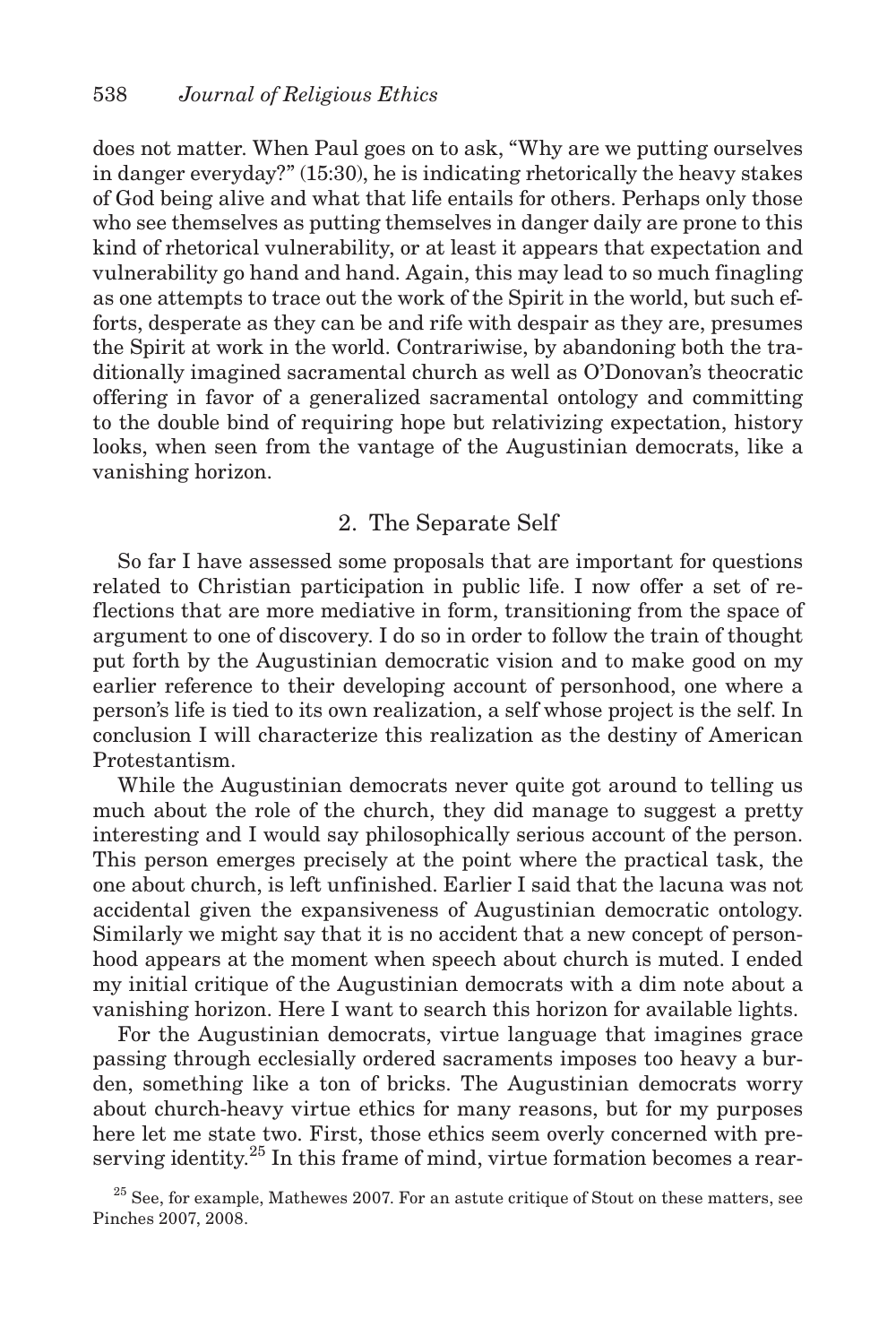does not matter. When Paul goes on to ask, "Why are we putting ourselves in danger everyday?" (15:30), he is indicating rhetorically the heavy stakes of God being alive and what that life entails for others. Perhaps only those who see themselves as putting themselves in danger daily are prone to this kind of rhetorical vulnerability, or at least it appears that expectation and vulnerability go hand and hand. Again, this may lead to so much finagling as one attempts to trace out the work of the Spirit in the world, but such efforts, desperate as they can be and rife with despair as they are, presumes the Spirit at work in the world. Contrariwise, by abandoning both the traditionally imagined sacramental church as well as O'Donovan's theocratic offering in favor of a generalized sacramental ontology and committing to the double bind of requiring hope but relativizing expectation, history looks, when seen from the vantage of the Augustinian democrats, like a vanishing horizon.

## 2. The Separate Self

So far I have assessed some proposals that are important for questions related to Christian participation in public life. I now offer a set of reflections that are more mediative in form, transitioning from the space of argument to one of discovery. I do so in order to follow the train of thought put forth by the Augustinian democratic vision and to make good on my earlier reference to their developing account of personhood, one where a person's life is tied to its own realization, a self whose project is the self. In conclusion I will characterize this realization as the destiny of American Protestantism.

While the Augustinian democrats never quite got around to telling us much about the role of the church, they did manage to suggest a pretty interesting and I would say philosophically serious account of the person. This person emerges precisely at the point where the practical task, the one about church, is left unfinished. Earlier I said that the lacuna was not accidental given the expansiveness of Augustinian democratic ontology. Similarly we might say that it is no accident that a new concept of personhood appears at the moment when speech about church is muted. I ended my initial critique of the Augustinian democrats with a dim note about a vanishing horizon. Here I want to search this horizon for available lights.

For the Augustinian democrats, virtue language that imagines grace passing through ecclesially ordered sacraments imposes too heavy a burden, something like a ton of bricks. The Augustinian democrats worry about church-heavy virtue ethics for many reasons, but for my purposes here let me state two. First, those ethics seem overly concerned with preserving identity.[25] In this frame of mind, virtue formation becomes a rear-

[25] See, for example, Mathewes 2007. For an astute critique of Stout on these matters, see Pinches 2007, 2008.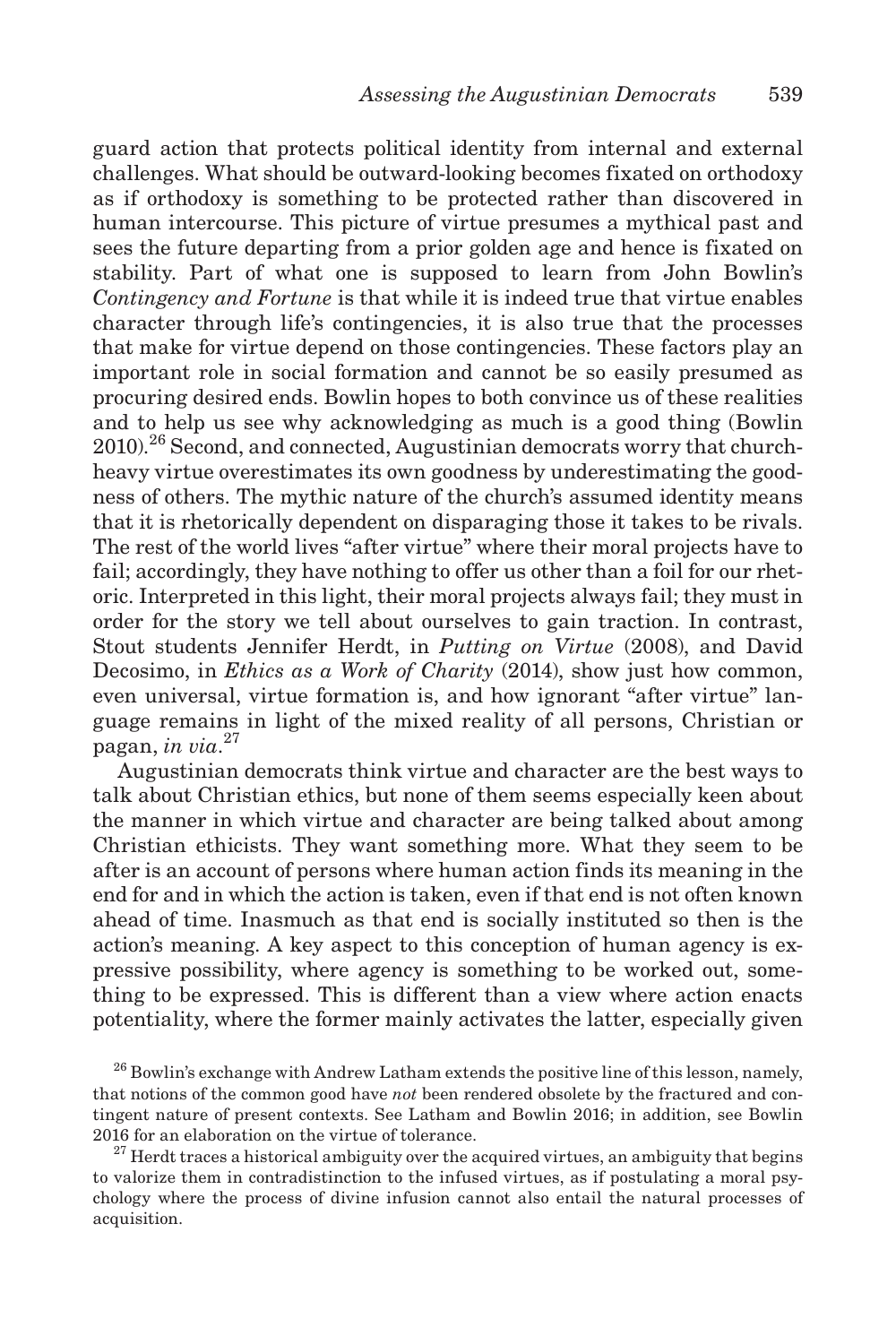guard action that protects political identity from internal and external challenges. What should be outward-looking becomes fixated on orthodoxy as if orthodoxy is something to be protected rather than discovered in human intercourse. This picture of virtue presumes a mythical past and sees the future departing from a prior golden age and hence is fixated on stability. Part of what one is supposed to learn from John Bowlin's *Contingency and Fortune* is that while it is indeed true that virtue enables character through life's contingencies, it is also true that the processes that make for virtue depend on those contingencies. These factors play an important role in social formation and cannot be so easily presumed as procuring desired ends. Bowlin hopes to both convince us of these realities and to help us see why acknowledging as much is a good thing (Bowlin 2010).[26] Second, and connected, Augustinian democrats worry that church-heavy virtue overestimates its own goodness by underestimating the goodness of others. The mythic nature of the church's assumed identity means that it is rhetorically dependent on disparaging those it takes to be rivals. The rest of the world lives "after virtue" where their moral projects have to fail; accordingly, they have nothing to offer us other than a foil for our rhetoric. Interpreted in this light, their moral projects always fail; they must in order for the story we tell about ourselves to gain traction. In contrast, Stout students Jennifer Herdt, in *Putting on Virtue* (2008), and David Decosimo, in *Ethics as a Work of Charity* (2014), show just how common, even universal, virtue formation is, and how ignorant "after virtue" language remains in light of the mixed reality of all persons, Christian or pagan, *in via*.[27]

Augustinian democrats think virtue and character are the best ways to talk about Christian ethics, but none of them seems especially keen about the manner in which virtue and character are being talked about among Christian ethicists. They want something more. What they seem to be after is an account of persons where human action finds its meaning in the end for and in which the action is taken, even if that end is not often known ahead of time. Inasmuch as that end is socially instituted so then is the action's meaning. A key aspect to this conception of human agency is expressive possibility, where agency is something to be worked out, something to be expressed. This is different than a view where action enacts potentiality, where the former mainly activates the latter, especially given

[26] Bowlin's exchange with Andrew Latham extends the positive line of this lesson, namely, that notions of the common good have *not* been rendered obsolete by the fractured and contingent nature of present contexts. See Latham and Bowlin 2016; in addition, see Bowlin 2016 for an elaboration on the virtue of tolerance.

[27] Herdt traces a historical ambiguity over the acquired virtues, an ambiguity that begins to valorize them in contradistinction to the infused virtues, as if postulating a moral psychology where the process of divine infusion cannot also entail the natural processes of acquisition.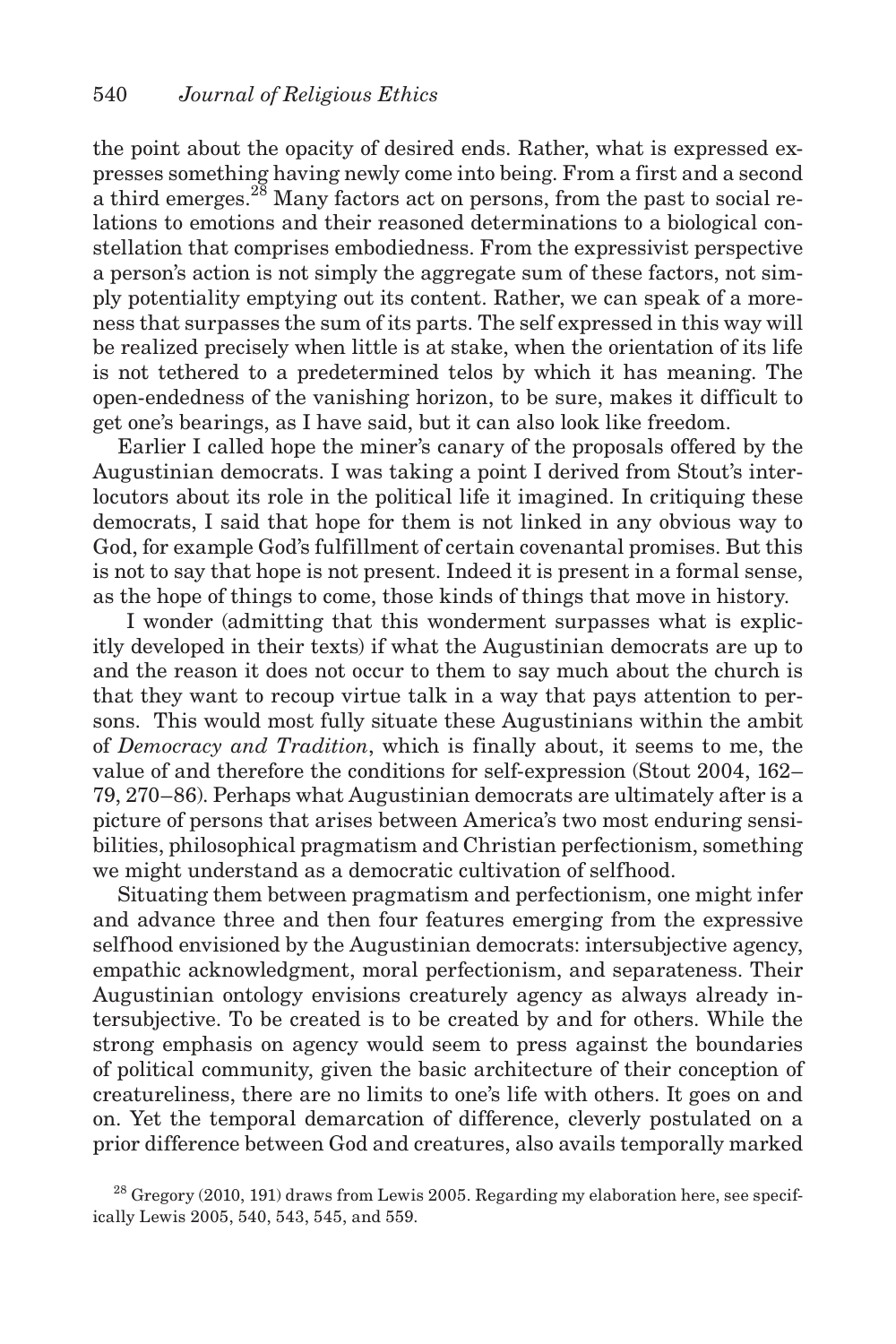the point about the opacity of desired ends. Rather, what is expressed expresses something having newly come into being. From a first and a second a third emerges.[28] Many factors act on persons, from the past to social relations to emotions and their reasoned determinations to a biological constellation that comprises embodiedness. From the expressivist perspective a person's action is not simply the aggregate sum of these factors, not simply potentiality emptying out its content. Rather, we can speak of a moreness that surpasses the sum of its parts. The self expressed in this way will be realized precisely when little is at stake, when the orientation of its life is not tethered to a predetermined telos by which it has meaning. The open-endedness of the vanishing horizon, to be sure, makes it difficult to get one's bearings, as I have said, but it can also look like freedom.

Earlier I called hope the miner's canary of the proposals offered by the Augustinian democrats. I was taking a point I derived from Stout's interlocutors about its role in the political life it imagined. In critiquing these democrats, I said that hope for them is not linked in any obvious way to God, for example God's fulfillment of certain covenantal promises. But this is not to say that hope is not present. Indeed it is present in a formal sense, as the hope of things to come, those kinds of things that move in history.

I wonder (admitting that this wonderment surpasses what is explicitly developed in their texts) if what the Augustinian democrats are up to and the reason it does not occur to them to say much about the church is that they want to recoup virtue talk in a way that pays attention to persons. This would most fully situate these Augustinians within the ambit of *Democracy and Tradition*, which is finally about, it seems to me, the value of and therefore the conditions for self-expression (Stout 2004, 162–79, 270–86). Perhaps what Augustinian democrats are ultimately after is a picture of persons that arises between America's two most enduring sensibilities, philosophical pragmatism and Christian perfectionism, something we might understand as a democratic cultivation of selfhood.

Situating them between pragmatism and perfectionism, one might infer and advance three and then four features emerging from the expressive selfhood envisioned by the Augustinian democrats: intersubjective agency, empathic acknowledgment, moral perfectionism, and separateness. Their Augustinian ontology envisions creaturely agency as always already intersubjective. To be created is to be created by and for others. While the strong emphasis on agency would seem to press against the boundaries of political community, given the basic architecture of their conception of creatureliness, there are no limits to one's life with others. It goes on and on. Yet the temporal demarcation of difference, cleverly postulated on a prior difference between God and creatures, also avails temporally marked

[28] Gregory (2010, 191) draws from Lewis 2005. Regarding my elaboration here, see specifically Lewis 2005, 540, 543, 545, and 559.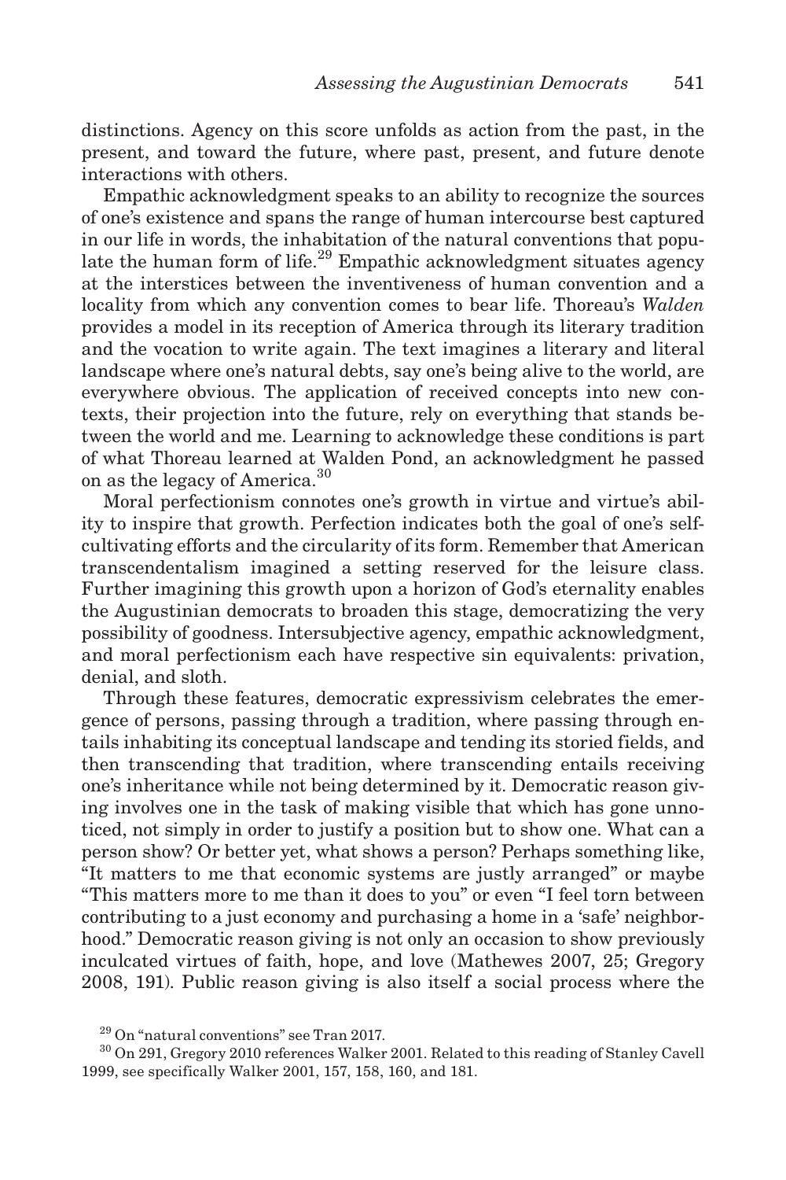distinctions. Agency on this score unfolds as action from the past, in the present, and toward the future, where past, present, and future denote interactions with others.

Empathic acknowledgment speaks to an ability to recognize the sources of one's existence and spans the range of human intercourse best captured in our life in words, the inhabitation of the natural conventions that populate the human form of life.[29] Empathic acknowledgment situates agency at the interstices between the inventiveness of human convention and a locality from which any convention comes to bear life. Thoreau's *Walden* provides a model in its reception of America through its literary tradition and the vocation to write again. The text imagines a literary and literal landscape where one's natural debts, say one's being alive to the world, are everywhere obvious. The application of received concepts into new contexts, their projection into the future, rely on everything that stands between the world and me. Learning to acknowledge these conditions is part of what Thoreau learned at Walden Pond, an acknowledgment he passed on as the legacy of America.[30]

Moral perfectionism connotes one's growth in virtue and virtue's ability to inspire that growth. Perfection indicates both the goal of one's self-cultivating efforts and the circularity of its form. Remember that American transcendentalism imagined a setting reserved for the leisure class. Further imagining this growth upon a horizon of God's eternality enables the Augustinian democrats to broaden this stage, democratizing the very possibility of goodness. Intersubjective agency, empathic acknowledgment, and moral perfectionism each have respective sin equivalents: privation, denial, and sloth.

Through these features, democratic expressivism celebrates the emergence of persons, passing through a tradition, where passing through entails inhabiting its conceptual landscape and tending its storied fields, and then transcending that tradition, where transcending entails receiving one's inheritance while not being determined by it. Democratic reason giving involves one in the task of making visible that which has gone unnoticed, not simply in order to justify a position but to show one. What can a person show? Or better yet, what shows a person? Perhaps something like, "It matters to me that economic systems are justly arranged" or maybe "This matters more to me than it does to you" or even "I feel torn between contributing to a just economy and purchasing a home in a 'safe' neighborhood." Democratic reason giving is not only an occasion to show previously inculcated virtues of faith, hope, and love (Mathewes 2007, 25; Gregory 2008, 191). Public reason giving is also itself a social process where the

[29] On "natural conventions" see Tran 2017.

[30] On 291, Gregory 2010 references Walker 2001. Related to this reading of Stanley Cavell 1999, see specifically Walker 2001, 157, 158, 160, and 181.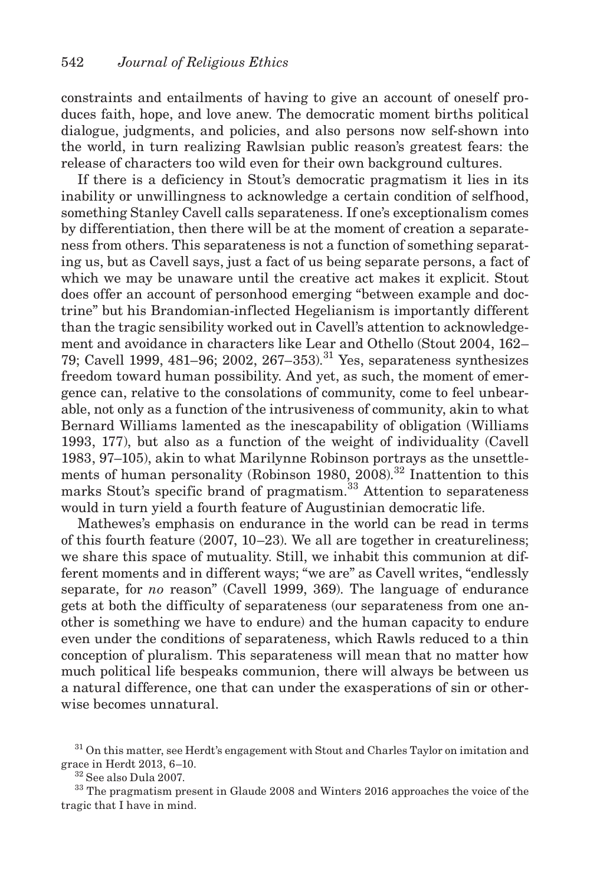constraints and entailments of having to give an account of oneself produces faith, hope, and love anew. The democratic moment births political dialogue, judgments, and policies, and also persons now self-shown into the world, in turn realizing Rawlsian public reason's greatest fears: the release of characters too wild even for their own background cultures.

If there is a deficiency in Stout's democratic pragmatism it lies in its inability or unwillingness to acknowledge a certain condition of selfhood, something Stanley Cavell calls separateness. If one's exceptionalism comes by differentiation, then there will be at the moment of creation a separateness from others. This separateness is not a function of something separating us, but as Cavell says, just a fact of us being separate persons, a fact of which we may be unaware until the creative act makes it explicit. Stout does offer an account of personhood emerging "between example and doctrine" but his Brandomian-inflected Hegelianism is importantly different than the tragic sensibility worked out in Cavell's attention to acknowledgement and avoidance in characters like Lear and Othello (Stout 2004, 162–79; Cavell 1999, 481–96; 2002, 267–353).[31] Yes, separateness synthesizes freedom toward human possibility. And yet, as such, the moment of emergence can, relative to the consolations of community, come to feel unbearable, not only as a function of the intrusiveness of community, akin to what Bernard Williams lamented as the inescapability of obligation (Williams 1993, 177), but also as a function of the weight of individuality (Cavell 1983, 97–105), akin to what Marilynne Robinson portrays as the unsettlements of human personality (Robinson 1980, 2008).[32] Inattention to this marks Stout's specific brand of pragmatism.[33] Attention to separateness would in turn yield a fourth feature of Augustinian democratic life.

Mathewes's emphasis on endurance in the world can be read in terms of this fourth feature (2007, 10–23). We all are together in creatureliness; we share this space of mutuality. Still, we inhabit this communion at different moments and in different ways; "we are" as Cavell writes, "endlessly separate, for *no* reason" (Cavell 1999, 369). The language of endurance gets at both the difficulty of separateness (our separateness from one another is something we have to endure) and the human capacity to endure even under the conditions of separateness, which Rawls reduced to a thin conception of pluralism. This separateness will mean that no matter how much political life bespeaks communion, there will always be between us a natural difference, one that can under the exasperations of sin or otherwise becomes unnatural.

[31] On this matter, see Herdt's engagement with Stout and Charles Taylor on imitation and grace in Herdt 2013, 6–10.

[32] See also Dula 2007.

[33] The pragmatism present in Glaude 2008 and Winters 2016 approaches the voice of the tragic that I have in mind.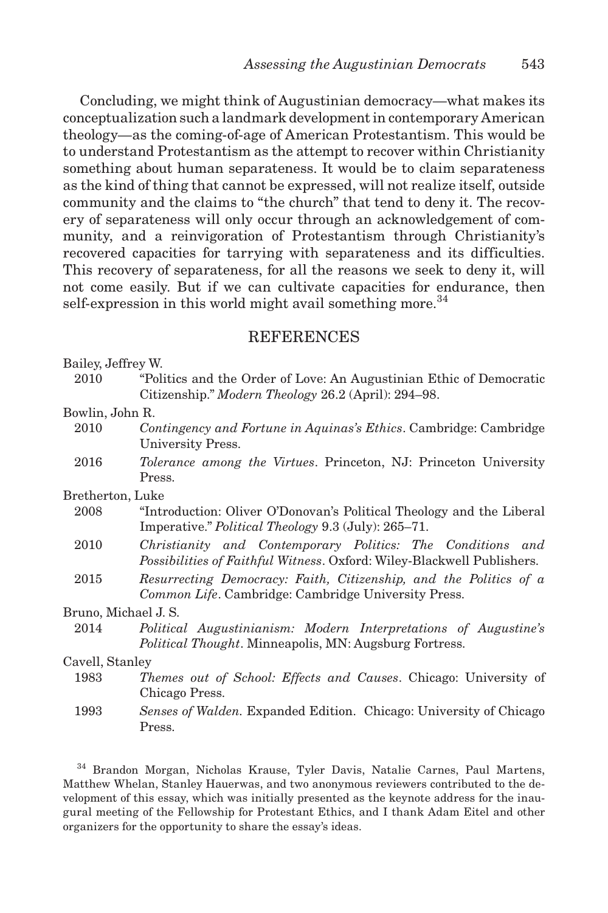Concluding, we might think of Augustinian democracy—what makes its conceptualization such a landmark development in contemporary American theology—as the coming-of-age of American Protestantism. This would be to understand Protestantism as the attempt to recover within Christianity something about human separateness. It would be to claim separateness as the kind of thing that cannot be expressed, will not realize itself, outside community and the claims to "the church" that tend to deny it. The recovery of separateness will only occur through an acknowledgement of community, and a reinvigoration of Protestantism through Christianity's recovered capacities for tarrying with separateness and its difficulties. This recovery of separateness, for all the reasons we seek to deny it, will not come easily. But if we can cultivate capacities for endurance, then self-expression in this world might avail something more.[34]

## REFERENCES

Bailey, Jeffrey W.

2010 "Politics and the Order of Love: An Augustinian Ethic of Democratic Citizenship." *Modern Theology* 26.2 (April): 294–98.

Bowlin, John R.

2010 *Contingency and Fortune in Aquinas's Ethics*. Cambridge: Cambridge University Press.

2016 *Tolerance among the Virtues*. Princeton, NJ: Princeton University Press.

Bretherton, Luke

2008 "Introduction: Oliver O'Donovan's Political Theology and the Liberal Imperative." *Political Theology* 9.3 (July): 265–71.

2010 *Christianity and Contemporary Politics: The Conditions and Possibilities of Faithful Witness*. Oxford: Wiley-Blackwell Publishers.

2015 *Resurrecting Democracy: Faith, Citizenship, and the Politics of a Common Life*. Cambridge: Cambridge University Press.

Bruno, Michael J. S.

2014 *Political Augustinianism: Modern Interpretations of Augustine's Political Thought*. Minneapolis, MN: Augsburg Fortress.

Cavell, Stanley

1983 *Themes out of School: Effects and Causes*. Chicago: University of Chicago Press.

1993 *Senses of Walden*. Expanded Edition. Chicago: University of Chicago Press.

[34] Brandon Morgan, Nicholas Krause, Tyler Davis, Natalie Carnes, Paul Martens, Matthew Whelan, Stanley Hauerwas, and two anonymous reviewers contributed to the development of this essay, which was initially presented as the keynote address for the inaugural meeting of the Fellowship for Protestant Ethics, and I thank Adam Eitel and other organizers for the opportunity to share the essay's ideas.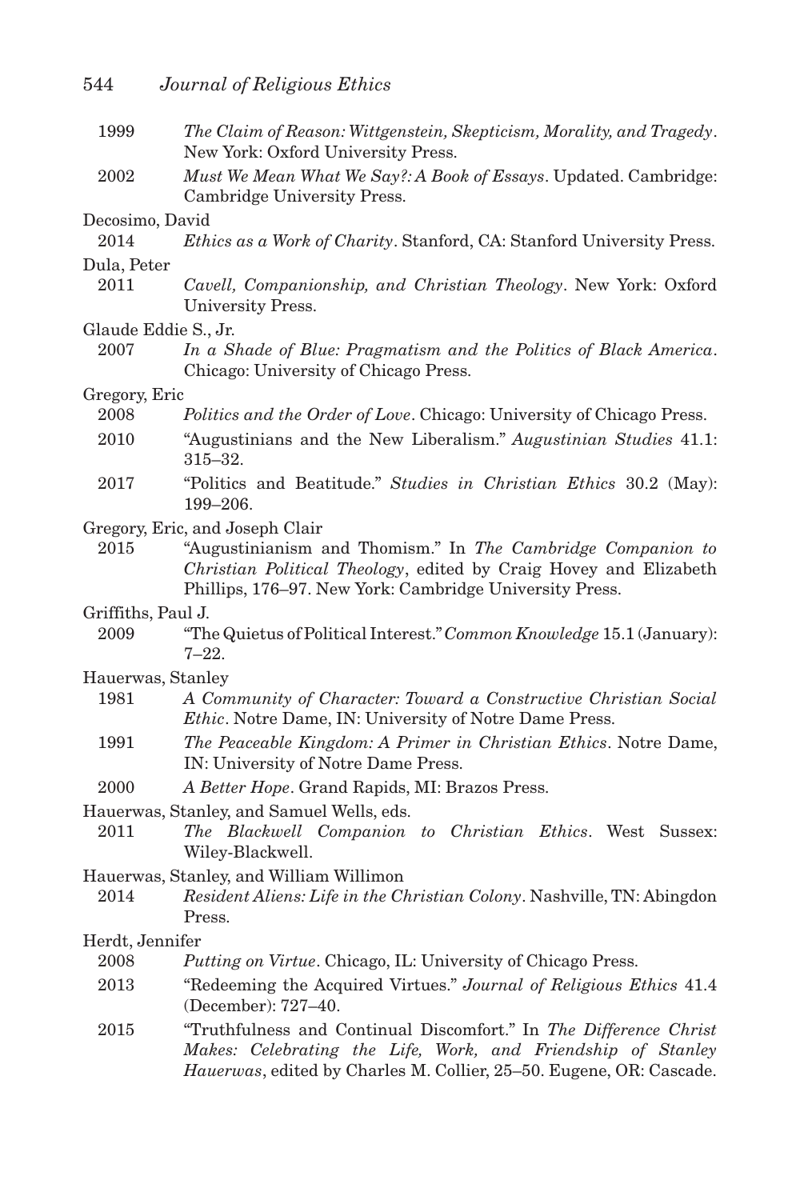1999 *The Claim of Reason: Wittgenstein, Skepticism, Morality, and Tragedy*. New York: Oxford University Press.

2002 *Must We Mean What We Say?: A Book of Essays*. Updated. Cambridge: Cambridge University Press.

Decosimo, David

2014 *Ethics as a Work of Charity*. Stanford, CA: Stanford University Press.

Dula, Peter

2011 *Cavell, Companionship, and Christian Theology*. New York: Oxford University Press.

Glaude Eddie S., Jr.

2007 *In a Shade of Blue: Pragmatism and the Politics of Black America*. Chicago: University of Chicago Press.

Gregory, Eric

2008 *Politics and the Order of Love*. Chicago: University of Chicago Press.

2010 "Augustinians and the New Liberalism." *Augustinian Studies* 41.1: 315–32.

2017 "Politics and Beatitude." *Studies in Christian Ethics* 30.2 (May): 199–206.

Gregory, Eric, and Joseph Clair

2015 "Augustinianism and Thomism." In *The Cambridge Companion to Christian Political Theology*, edited by Craig Hovey and Elizabeth Phillips, 176–97. New York: Cambridge University Press.

Griffiths, Paul J.

2009 "The Quietus of Political Interest." *Common Knowledge* 15.1 (January): 7–22.

Hauerwas, Stanley

1981 *A Community of Character: Toward a Constructive Christian Social Ethic*. Notre Dame, IN: University of Notre Dame Press.

1991 *The Peaceable Kingdom: A Primer in Christian Ethics*. Notre Dame, IN: University of Notre Dame Press.

2000 *A Better Hope*. Grand Rapids, MI: Brazos Press.

Hauerwas, Stanley, and Samuel Wells, eds.

2011 *The Blackwell Companion to Christian Ethics*. West Sussex: Wiley-Blackwell.

Hauerwas, Stanley, and William Willimon

2014 *Resident Aliens: Life in the Christian Colony*. Nashville, TN: Abingdon Press.

Herdt, Jennifer

2008 *Putting on Virtue*. Chicago, IL: University of Chicago Press.

2013 "Redeeming the Acquired Virtues." *Journal of Religious Ethics* 41.4 (December): 727–40.

2015 "Truthfulness and Continual Discomfort." In *The Difference Christ Makes: Celebrating the Life, Work, and Friendship of Stanley Hauerwas*, edited by Charles M. Collier, 25–50. Eugene, OR: Cascade.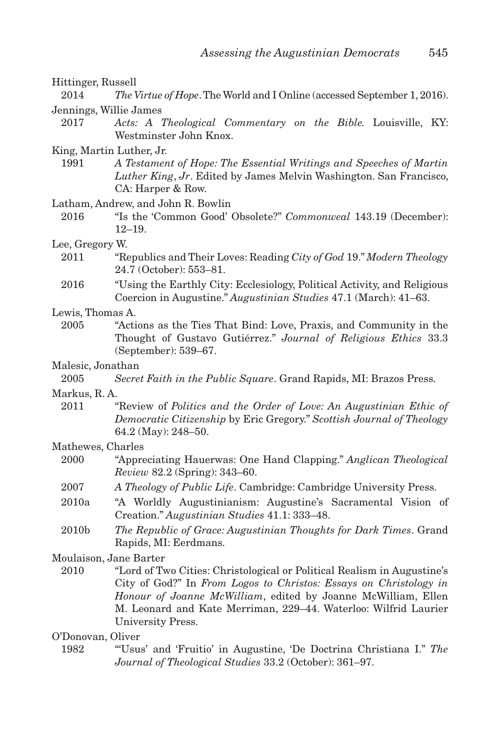Hittinger, Russell

2014 *The Virtue of Hope*. The World and I Online (accessed September 1, 2016).

Jennings, Willie James

2017 *Acts: A Theological Commentary on the Bible.* Louisville, KY: Westminster John Knox.

King, Martin Luther, Jr.

1991 *A Testament of Hope: The Essential Writings and Speeches of Martin Luther King*, *Jr*. Edited by James Melvin Washington. San Francisco, CA: Harper & Row.

Latham, Andrew, and John R. Bowlin

2016 "Is the 'Common Good' Obsolete?" *Commonweal* 143.19 (December): 12–19.

Lee, Gregory W.

2011 "Republics and Their Loves: Reading *City of God* 19." *Modern Theology* 24.7 (October): 553–81.

2016 "Using the Earthly City: Ecclesiology, Political Activity, and Religious Coercion in Augustine." *Augustinian Studies* 47.1 (March): 41–63.

Lewis, Thomas A.

2005 "Actions as the Ties That Bind: Love, Praxis, and Community in the Thought of Gustavo Gutiérrez." *Journal of Religious Ethics* 33.3 (September): 539–67.

Malesic, Jonathan

2005 *Secret Faith in the Public Square*. Grand Rapids, MI: Brazos Press.

Markus, R. A.

2011 "Review of *Politics and the Order of Love: An Augustinian Ethic of Democratic Citizenship* by Eric Gregory." *Scottish Journal of Theology* 64.2 (May): 248–50.

Mathewes, Charles

2000 "Appreciating Hauerwas: One Hand Clapping." *Anglican Theological Review* 82.2 (Spring): 343–60.

2007 *A Theology of Public Life*. Cambridge: Cambridge University Press.

2010a "A Worldly Augustinianism: Augustine's Sacramental Vision of Creation." *Augustinian Studies* 41.1: 333–48.

2010b *The Republic of Grace: Augustinian Thoughts for Dark Times*. Grand Rapids, MI: Eerdmans.

Moulaison, Jane Barter

2010 "Lord of Two Cities: Christological or Political Realism in Augustine's City of God?" In *From Logos to Christos: Essays on Christology in Honour of Joanne McWilliam*, edited by Joanne McWilliam, Ellen M. Leonard and Kate Merriman, 229–44. Waterloo: Wilfrid Laurier University Press.

O'Donovan, Oliver

1982 "'Usus' and 'Fruitio' in Augustine, 'De Doctrina Christiana I." *The Journal of Theological Studies* 33.2 (October): 361–97.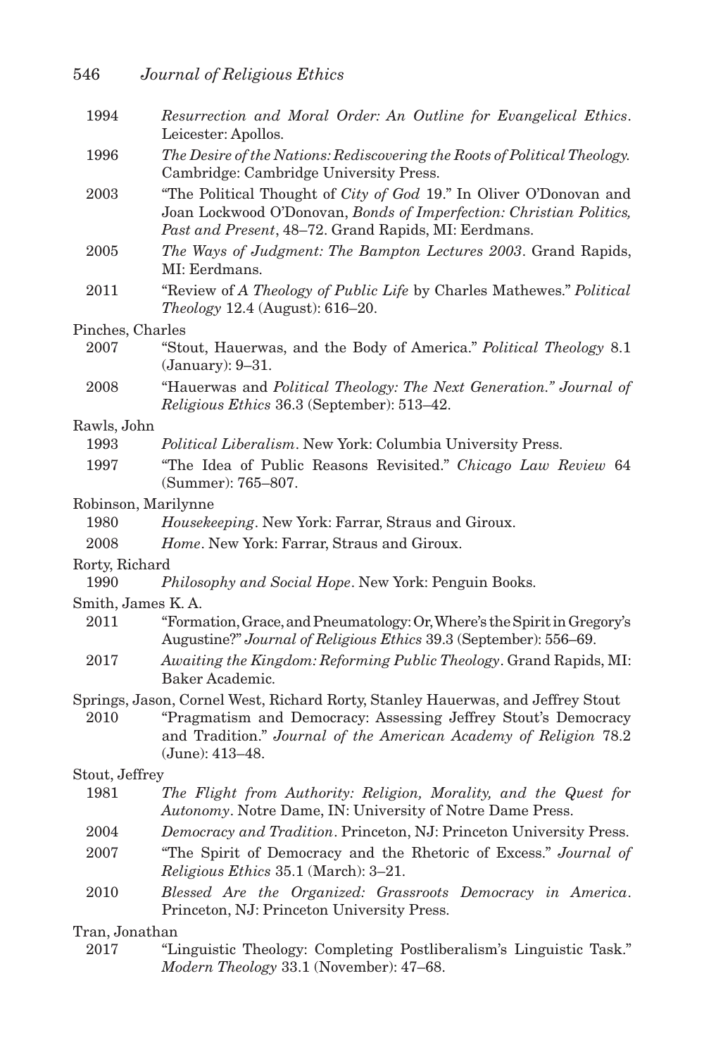1994 *Resurrection and Moral Order: An Outline for Evangelical Ethics*. Leicester: Apollos.

1996 *The Desire of the Nations: Rediscovering the Roots of Political Theology.* Cambridge: Cambridge University Press.

2003 "The Political Thought of *City of God* 19." In Oliver O'Donovan and Joan Lockwood O'Donovan, *Bonds of Imperfection: Christian Politics, Past and Present*, 48–72. Grand Rapids, MI: Eerdmans.

2005 *The Ways of Judgment: The Bampton Lectures 2003*. Grand Rapids, MI: Eerdmans.

2011 "Review of *A Theology of Public Life* by Charles Mathewes." *Political Theology* 12.4 (August): 616–20.

Pinches, Charles

2007 "Stout, Hauerwas, and the Body of America." *Political Theology* 8.1 (January): 9–31.

2008 "Hauerwas and *Political Theology: The Next Generation." Journal of Religious Ethics* 36.3 (September): 513–42.

Rawls, John

1993 *Political Liberalism*. New York: Columbia University Press.

1997 "The Idea of Public Reasons Revisited." *Chicago Law Review* 64 (Summer): 765–807.

Robinson, Marilynne

1980 *Housekeeping*. New York: Farrar, Straus and Giroux.

2008 *Home*. New York: Farrar, Straus and Giroux.

Rorty, Richard

1990 *Philosophy and Social Hope*. New York: Penguin Books.

Smith, James K. A.

2011 "Formation, Grace, and Pneumatology: Or, Where's the Spirit in Gregory's Augustine?" *Journal of Religious Ethics* 39.3 (September): 556–69.

2017 *Awaiting the Kingdom: Reforming Public Theology*. Grand Rapids, MI: Baker Academic.

Springs, Jason, Cornel West, Richard Rorty, Stanley Hauerwas, and Jeffrey Stout

2010 "Pragmatism and Democracy: Assessing Jeffrey Stout's Democracy and Tradition." *Journal of the American Academy of Religion* 78.2 (June): 413–48.

Stout, Jeffrey

1981 *The Flight from Authority: Religion, Morality, and the Quest for Autonomy*. Notre Dame, IN: University of Notre Dame Press.

2004 *Democracy and Tradition*. Princeton, NJ: Princeton University Press.

2007 "The Spirit of Democracy and the Rhetoric of Excess." *Journal of Religious Ethics* 35.1 (March): 3–21.

2010 *Blessed Are the Organized: Grassroots Democracy in America*. Princeton, NJ: Princeton University Press.

Tran, Jonathan

2017 "Linguistic Theology: Completing Postliberalism's Linguistic Task." *Modern Theology* 33.1 (November): 47–68.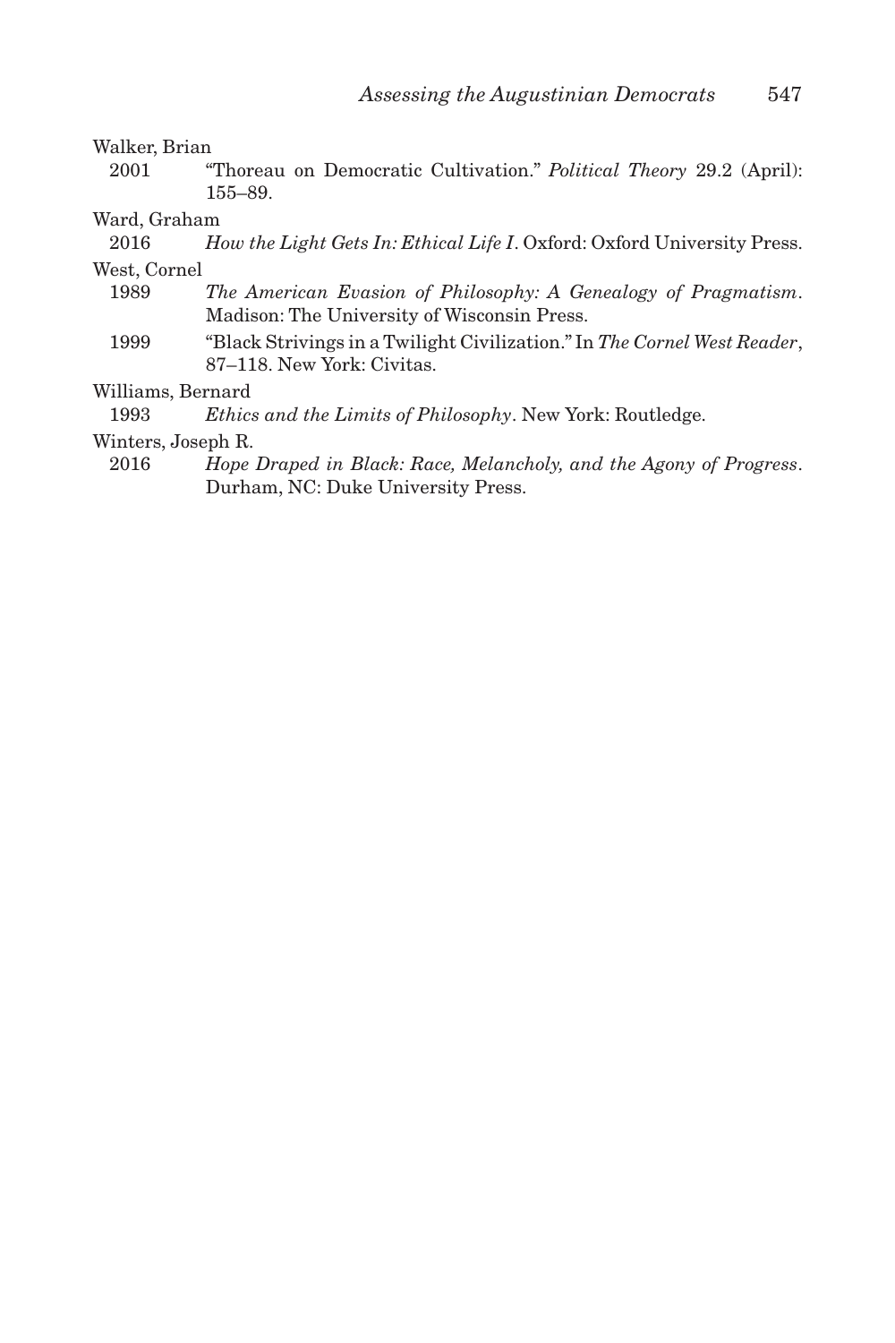Walker, Brian

2001 "Thoreau on Democratic Cultivation." *Political Theory* 29.2 (April): 155–89.

Ward, Graham

2016 *How the Light Gets In: Ethical Life I*. Oxford: Oxford University Press.

West, Cornel

1989 *The American Evasion of Philosophy: A Genealogy of Pragmatism*. Madison: The University of Wisconsin Press.

1999 "Black Strivings in a Twilight Civilization." In *The Cornel West Reader*, 87–118. New York: Civitas.

Williams, Bernard

1993 *Ethics and the Limits of Philosophy*. New York: Routledge.

Winters, Joseph R.

2016 *Hope Draped in Black: Race, Melancholy, and the Agony of Progress*. Durham, NC: Duke University Press.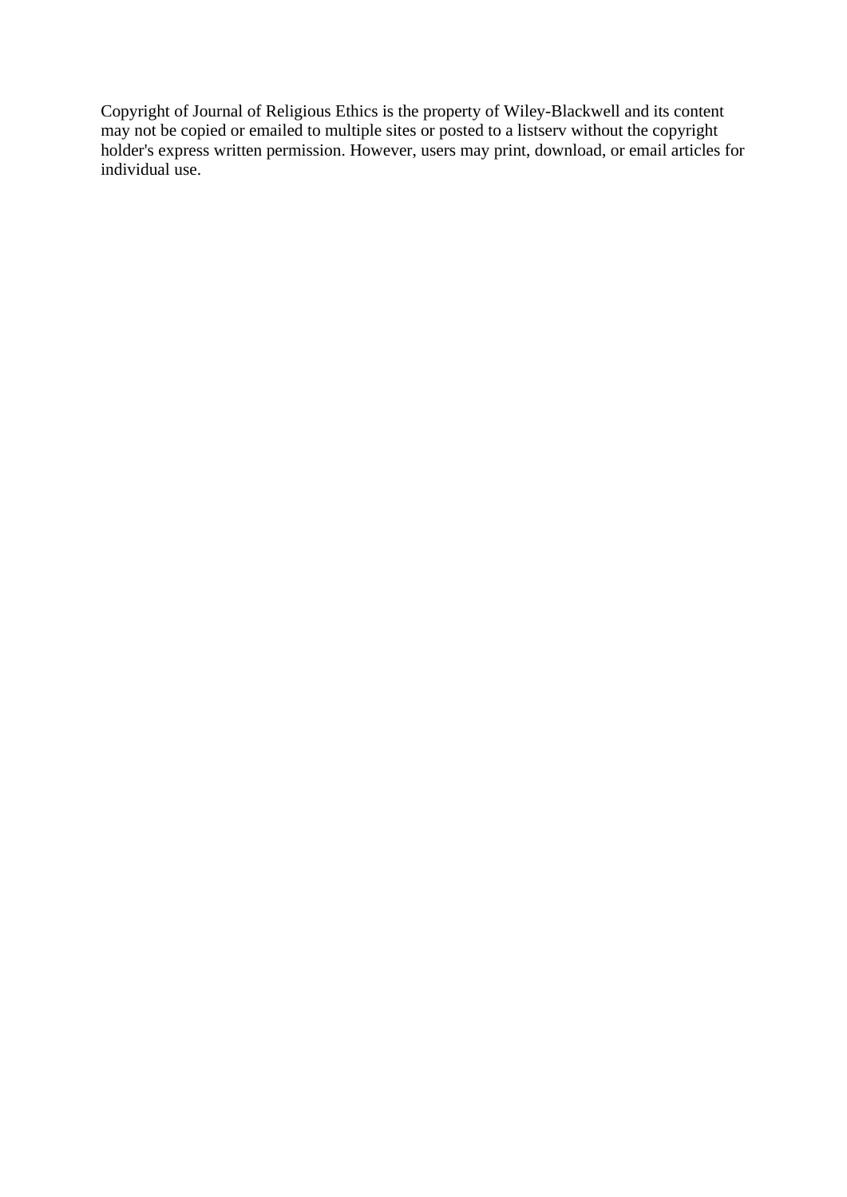Copyright of Journal of Religious Ethics is the property of Wiley-Blackwell and its content may not be copied or emailed to multiple sites or posted to a listserv without the copyright holder's express written permission. However, users may print, download, or email articles for individual use.